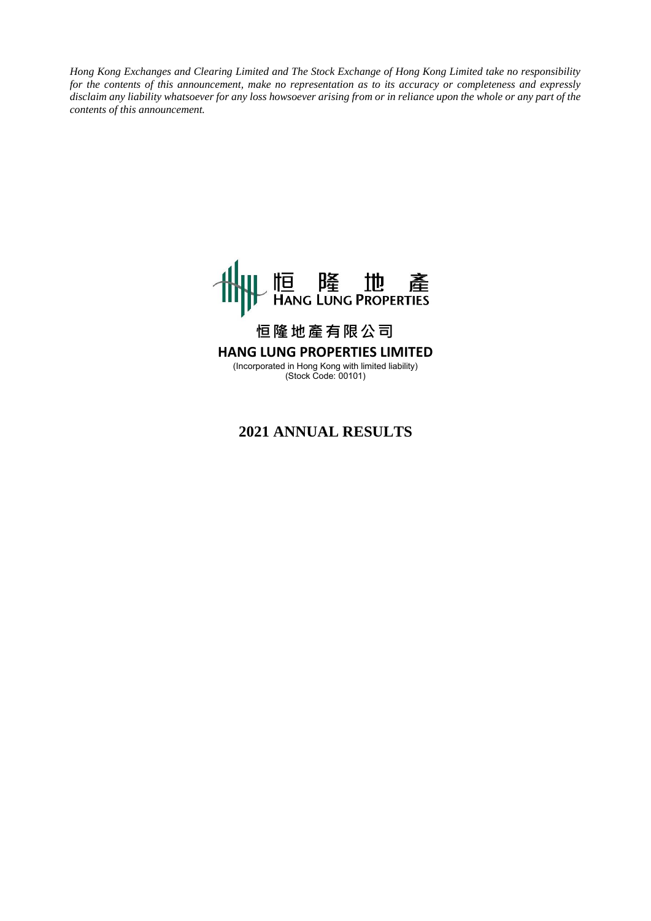*Hong Kong Exchanges and Clearing Limited and The Stock Exchange of Hong Kong Limited take no responsibility for the contents of this announcement, make no representation as to its accuracy or completeness and expressly disclaim any liability whatsoever for any loss howsoever arising from or in reliance upon the whole or any part of the contents of this announcement.*

恒隆地產
HANG LUNG PROPERTIES

**恒隆地產有限公司**

**HANG LUNG PROPERTIES LIMITED**

(Incorporated in Hong Kong with limited liability)
(Stock Code: 00101)

# 2021 ANNUAL RESULTS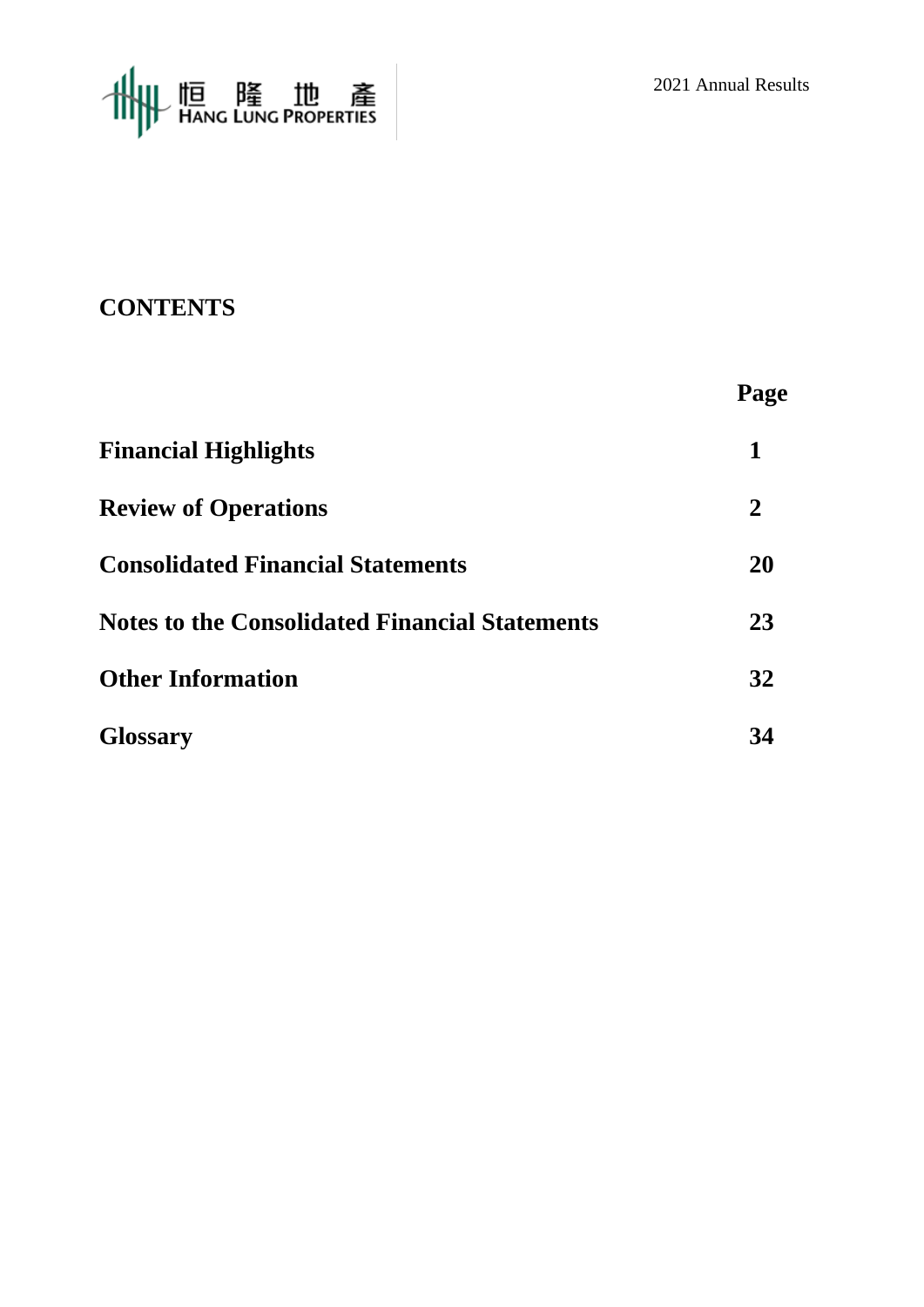## CONTENTS

| | Page |
|---|---|
| **Financial Highlights** | **1** |
| **Review of Operations** | **2** |
| **Consolidated Financial Statements** | **20** |
| **Notes to the Consolidated Financial Statements** | **23** |
| **Other Information** | **32** |
| **Glossary** | **34** |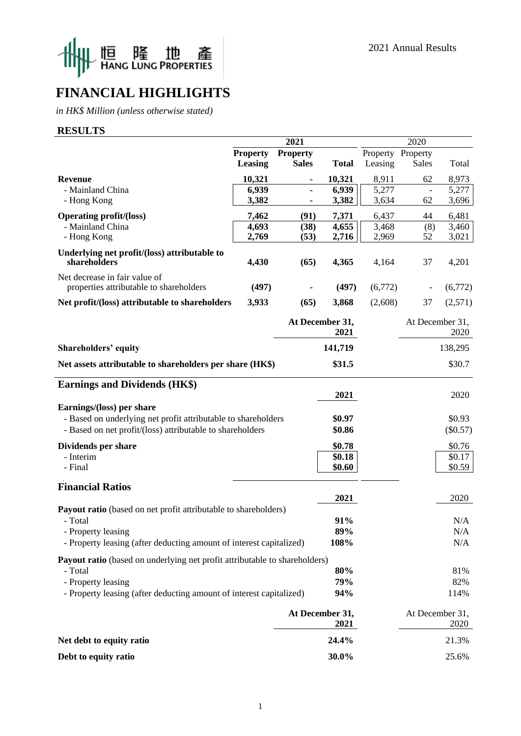# FINANCIAL HIGHLIGHTS

*in HK$ Million (unless otherwise stated)*

## RESULTS

| | 2021 | | | 2020 | | |
|---|---|---|---|---|---|---|
| | **Property Leasing** | **Property Sales** | **Total** | Property Leasing | Property Sales | Total |
| **Revenue** | **10,321** | **-** | **10,321** | 8,911 | 62 | 8,973 |
| - Mainland China | **6,939** | **-** | **6,939** | 5,277 | - | 5,277 |
| - Hong Kong | **3,382** | **-** | **3,382** | 3,634 | 62 | 3,696 |
| **Operating profit/(loss)** | **7,462** | **(91)** | **7,371** | 6,437 | 44 | 6,481 |
| - Mainland China | **4,693** | **(38)** | **4,655** | 3,468 | (8) | 3,460 |
| - Hong Kong | **2,769** | **(53)** | **2,716** | 2,969 | 52 | 3,021 |
| **Underlying net profit/(loss) attributable to shareholders** | **4,430** | **(65)** | **4,365** | 4,164 | 37 | 4,201 |
| Net decrease in fair value of properties attributable to shareholders | **(497)** | **-** | **(497)** | (6,772) | - | (6,772) |
| **Net profit/(loss) attributable to shareholders** | **3,933** | **(65)** | **3,868** | (2,608) | 37 | (2,571) |

| | At December 31, 2021 | At December 31, 2020 |
|---|---|---|
| **Shareholders' equity** | **141,719** | 138,295 |
| **Net assets attributable to shareholders per share (HK$)** | **$31.5** | $30.7 |

## Earnings and Dividends (HK$)

| | 2021 | 2020 |
|---|---|---|
| **Earnings/(loss) per share** | | |
| - Based on underlying net profit attributable to shareholders | **$0.97** | $0.93 |
| - Based on net profit/(loss) attributable to shareholders | **$0.86** | ($0.57) |
| **Dividends per share** | **$0.78** | $0.76 |
| - Interim | **$0.18** | $0.17 |
| - Final | **$0.60** | $0.59 |

## Financial Ratios

| | 2021 | 2020 |
|---|---|---|
| **Payout ratio** (based on net profit attributable to shareholders) | | |
| - Total | **91%** | N/A |
| - Property leasing | **89%** | N/A |
| - Property leasing (after deducting amount of interest capitalized) | **108%** | N/A |
| **Payout ratio** (based on underlying net profit attributable to shareholders) | | |
| - Total | **80%** | 81% |
| - Property leasing | **79%** | 82% |
| - Property leasing (after deducting amount of interest capitalized) | **94%** | 114% |

| | At December 31, 2021 | At December 31, 2020 |
|---|---|---|
| **Net debt to equity ratio** | **24.4%** | 21.3% |
| **Debt to equity ratio** | **30.0%** | 25.6% |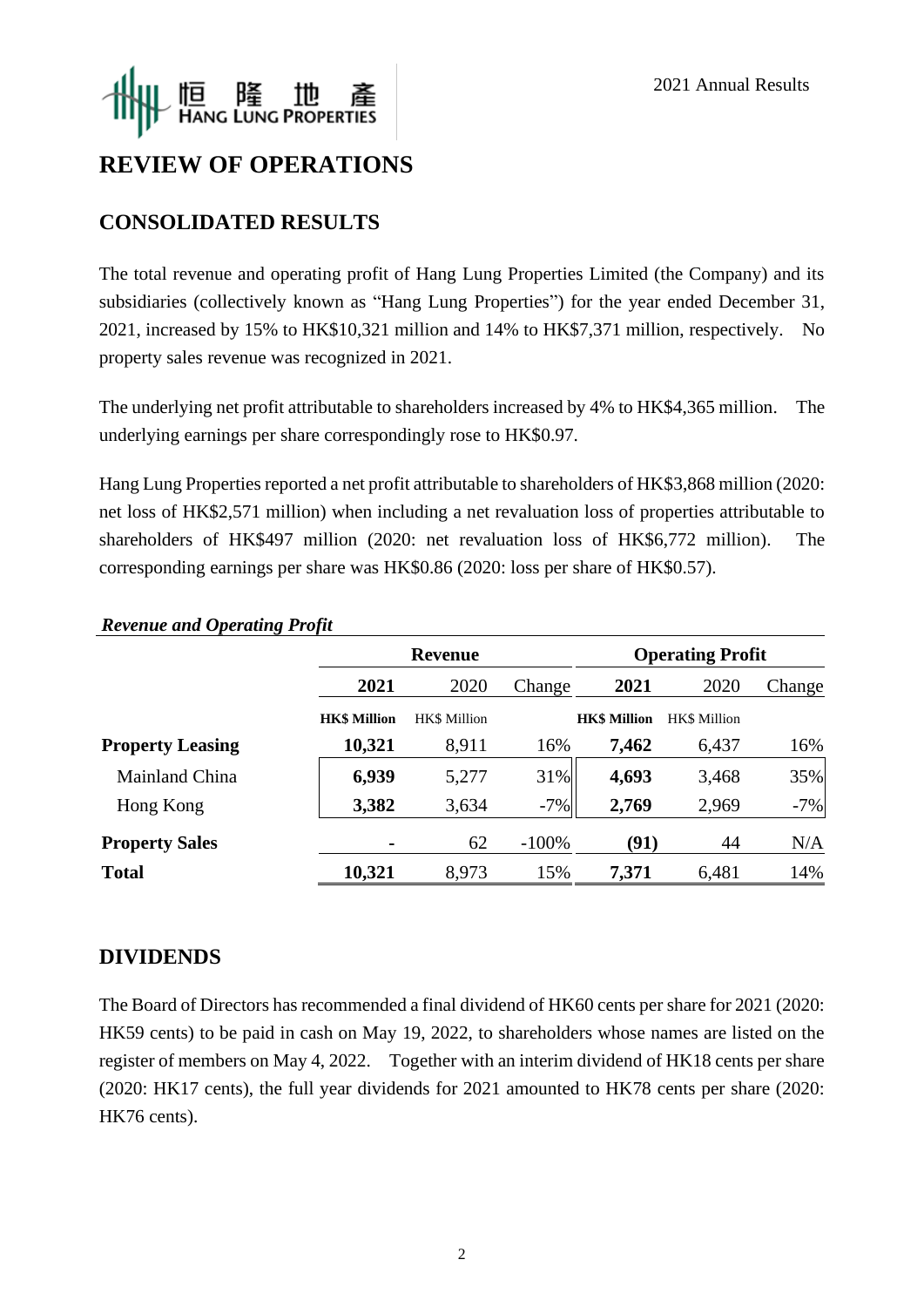# REVIEW OF OPERATIONS

## CONSOLIDATED RESULTS

The total revenue and operating profit of Hang Lung Properties Limited (the Company) and its subsidiaries (collectively known as "Hang Lung Properties") for the year ended December 31, 2021, increased by 15% to HK$10,321 million and 14% to HK$7,371 million, respectively. No property sales revenue was recognized in 2021.

The underlying net profit attributable to shareholders increased by 4% to HK$4,365 million. The underlying earnings per share correspondingly rose to HK$0.97.

Hang Lung Properties reported a net profit attributable to shareholders of HK$3,868 million (2020: net loss of HK$2,571 million) when including a net revaluation loss of properties attributable to shareholders of HK$497 million (2020: net revaluation loss of HK$6,772 million). The corresponding earnings per share was HK$0.86 (2020: loss per share of HK$0.57).

***Revenue and Operating Profit***

| | Revenue | | | Operating Profit | | |
|---|---|---|---|---|---|---|
| | **2021** | 2020 | Change | **2021** | 2020 | Change |
| | **HK$ Million** | HK$ Million | | **HK$ Million** | HK$ Million | |
| **Property Leasing** | **10,321** | 8,911 | 16% | **7,462** | 6,437 | 16% |
| Mainland China | **6,939** | 5,277 | 31% | **4,693** | 3,468 | 35% |
| Hong Kong | **3,382** | 3,634 | -7% | **2,769** | 2,969 | -7% |
| **Property Sales** | **-** | 62 | -100% | **(91)** | 44 | N/A |
| **Total** | **10,321** | 8,973 | 15% | **7,371** | 6,481 | 14% |

## DIVIDENDS

The Board of Directors has recommended a final dividend of HK60 cents per share for 2021 (2020: HK59 cents) to be paid in cash on May 19, 2022, to shareholders whose names are listed on the register of members on May 4, 2022. Together with an interim dividend of HK18 cents per share (2020: HK17 cents), the full year dividends for 2021 amounted to HK78 cents per share (2020: HK76 cents).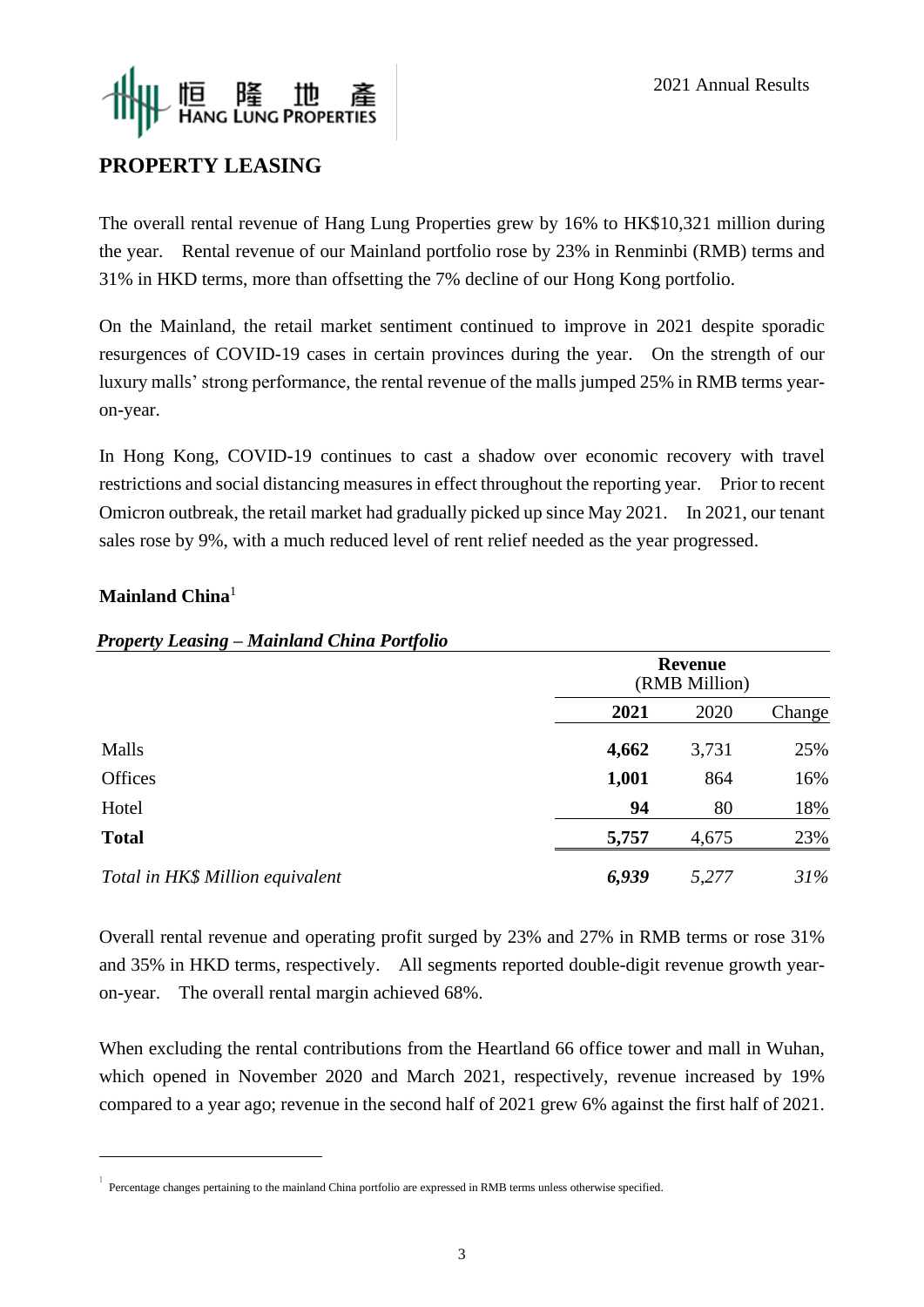## PROPERTY LEASING

The overall rental revenue of Hang Lung Properties grew by 16% to HK$10,321 million during the year. Rental revenue of our Mainland portfolio rose by 23% in Renminbi (RMB) terms and 31% in HKD terms, more than offsetting the 7% decline of our Hong Kong portfolio.

On the Mainland, the retail market sentiment continued to improve in 2021 despite sporadic resurgences of COVID-19 cases in certain provinces during the year. On the strength of our luxury malls' strong performance, the rental revenue of the malls jumped 25% in RMB terms year-on-year.

In Hong Kong, COVID-19 continues to cast a shadow over economic recovery with travel restrictions and social distancing measures in effect throughout the reporting year. Prior to recent Omicron outbreak, the retail market had gradually picked up since May 2021. In 2021, our tenant sales rose by 9%, with a much reduced level of rent relief needed as the year progressed.

### Mainland China[1]

***Property Leasing – Mainland China Portfolio***

| | Revenue (RMB Million) | | |
|---|---|---|---|
| | **2021** | 2020 | Change |
| Malls | **4,662** | 3,731 | 25% |
| Offices | **1,001** | 864 | 16% |
| Hotel | **94** | 80 | 18% |
| **Total** | **5,757** | 4,675 | 23% |
| *Total in HK$ Million equivalent* | ***6,939*** | *5,277* | *31%* |

Overall rental revenue and operating profit surged by 23% and 27% in RMB terms or rose 31% and 35% in HKD terms, respectively. All segments reported double-digit revenue growth year-on-year. The overall rental margin achieved 68%.

When excluding the rental contributions from the Heartland 66 office tower and mall in Wuhan, which opened in November 2020 and March 2021, respectively, revenue increased by 19% compared to a year ago; revenue in the second half of 2021 grew 6% against the first half of 2021.

[1] Percentage changes pertaining to the mainland China portfolio are expressed in RMB terms unless otherwise specified.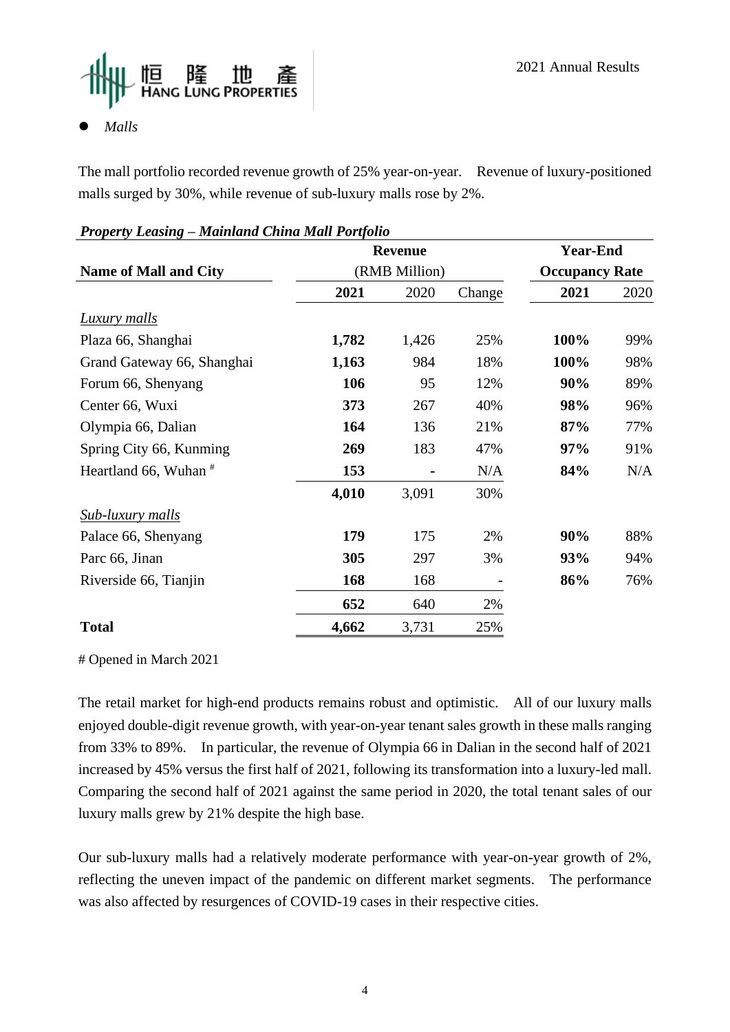- *Malls*

The mall portfolio recorded revenue growth of 25% year-on-year. Revenue of luxury-positioned malls surged by 30%, while revenue of sub-luxury malls rose by 2%.

***Property Leasing – Mainland China Mall Portfolio***

| Name of Mall and City | Revenue (RMB Million) | | | Year-End Occupancy Rate | |
|---|---|---|---|---|---|
| | **2021** | 2020 | Change | **2021** | 2020 |
| *Luxury malls* | | | | | |
| Plaza 66, Shanghai | **1,782** | 1,426 | 25% | **100%** | 99% |
| Grand Gateway 66, Shanghai | **1,163** | 984 | 18% | **100%** | 98% |
| Forum 66, Shenyang | **106** | 95 | 12% | **90%** | 89% |
| Center 66, Wuxi | **373** | 267 | 40% | **98%** | 96% |
| Olympia 66, Dalian | **164** | 136 | 21% | **87%** | 77% |
| Spring City 66, Kunming | **269** | 183 | 47% | **97%** | 91% |
| Heartland 66, Wuhan # | **153** | - | N/A | **84%** | N/A |
| | **4,010** | 3,091 | 30% | | |
| *Sub-luxury malls* | | | | | |
| Palace 66, Shenyang | **179** | 175 | 2% | **90%** | 88% |
| Parc 66, Jinan | **305** | 297 | 3% | **93%** | 94% |
| Riverside 66, Tianjin | **168** | 168 | - | **86%** | 76% |
| | **652** | 640 | 2% | | |
| **Total** | **4,662** | 3,731 | 25% | | |

# Opened in March 2021

The retail market for high-end products remains robust and optimistic. All of our luxury malls enjoyed double-digit revenue growth, with year-on-year tenant sales growth in these malls ranging from 33% to 89%. In particular, the revenue of Olympia 66 in Dalian in the second half of 2021 increased by 45% versus the first half of 2021, following its transformation into a luxury-led mall. Comparing the second half of 2021 against the same period in 2020, the total tenant sales of our luxury malls grew by 21% despite the high base.

Our sub-luxury malls had a relatively moderate performance with year-on-year growth of 2%, reflecting the uneven impact of the pandemic on different market segments. The performance was also affected by resurgences of COVID-19 cases in their respective cities.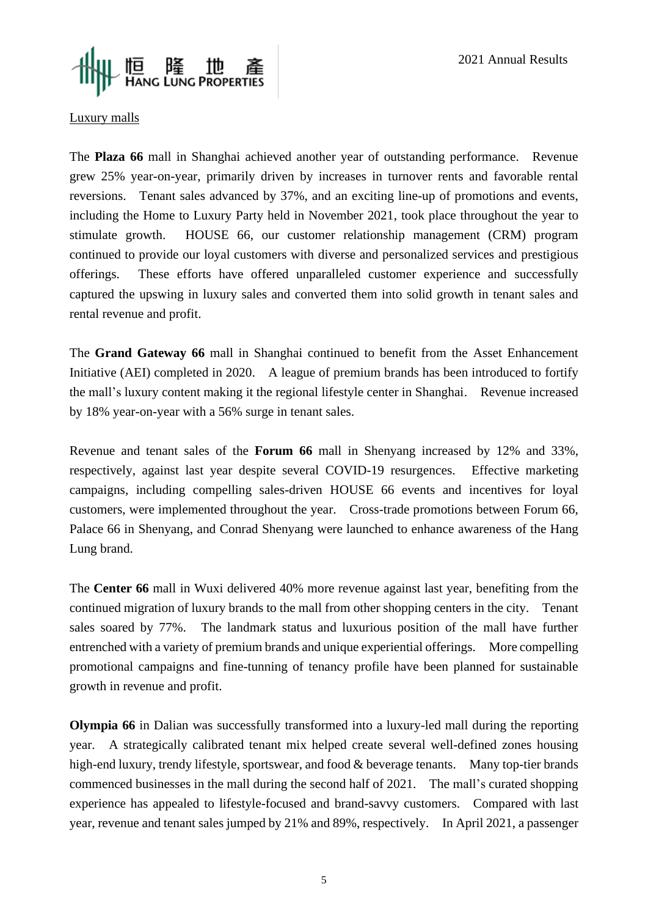Luxury malls

The **Plaza 66** mall in Shanghai achieved another year of outstanding performance. Revenue grew 25% year-on-year, primarily driven by increases in turnover rents and favorable rental reversions. Tenant sales advanced by 37%, and an exciting line-up of promotions and events, including the Home to Luxury Party held in November 2021, took place throughout the year to stimulate growth. HOUSE 66, our customer relationship management (CRM) program continued to provide our loyal customers with diverse and personalized services and prestigious offerings. These efforts have offered unparalleled customer experience and successfully captured the upswing in luxury sales and converted them into solid growth in tenant sales and rental revenue and profit.

The **Grand Gateway 66** mall in Shanghai continued to benefit from the Asset Enhancement Initiative (AEI) completed in 2020. A league of premium brands has been introduced to fortify the mall's luxury content making it the regional lifestyle center in Shanghai. Revenue increased by 18% year-on-year with a 56% surge in tenant sales.

Revenue and tenant sales of the **Forum 66** mall in Shenyang increased by 12% and 33%, respectively, against last year despite several COVID-19 resurgences. Effective marketing campaigns, including compelling sales-driven HOUSE 66 events and incentives for loyal customers, were implemented throughout the year. Cross-trade promotions between Forum 66, Palace 66 in Shenyang, and Conrad Shenyang were launched to enhance awareness of the Hang Lung brand.

The **Center 66** mall in Wuxi delivered 40% more revenue against last year, benefiting from the continued migration of luxury brands to the mall from other shopping centers in the city. Tenant sales soared by 77%. The landmark status and luxurious position of the mall have further entrenched with a variety of premium brands and unique experiential offerings. More compelling promotional campaigns and fine-tunning of tenancy profile have been planned for sustainable growth in revenue and profit.

**Olympia 66** in Dalian was successfully transformed into a luxury-led mall during the reporting year. A strategically calibrated tenant mix helped create several well-defined zones housing high-end luxury, trendy lifestyle, sportswear, and food & beverage tenants. Many top-tier brands commenced businesses in the mall during the second half of 2021. The mall's curated shopping experience has appealed to lifestyle-focused and brand-savvy customers. Compared with last year, revenue and tenant sales jumped by 21% and 89%, respectively. In April 2021, a passenger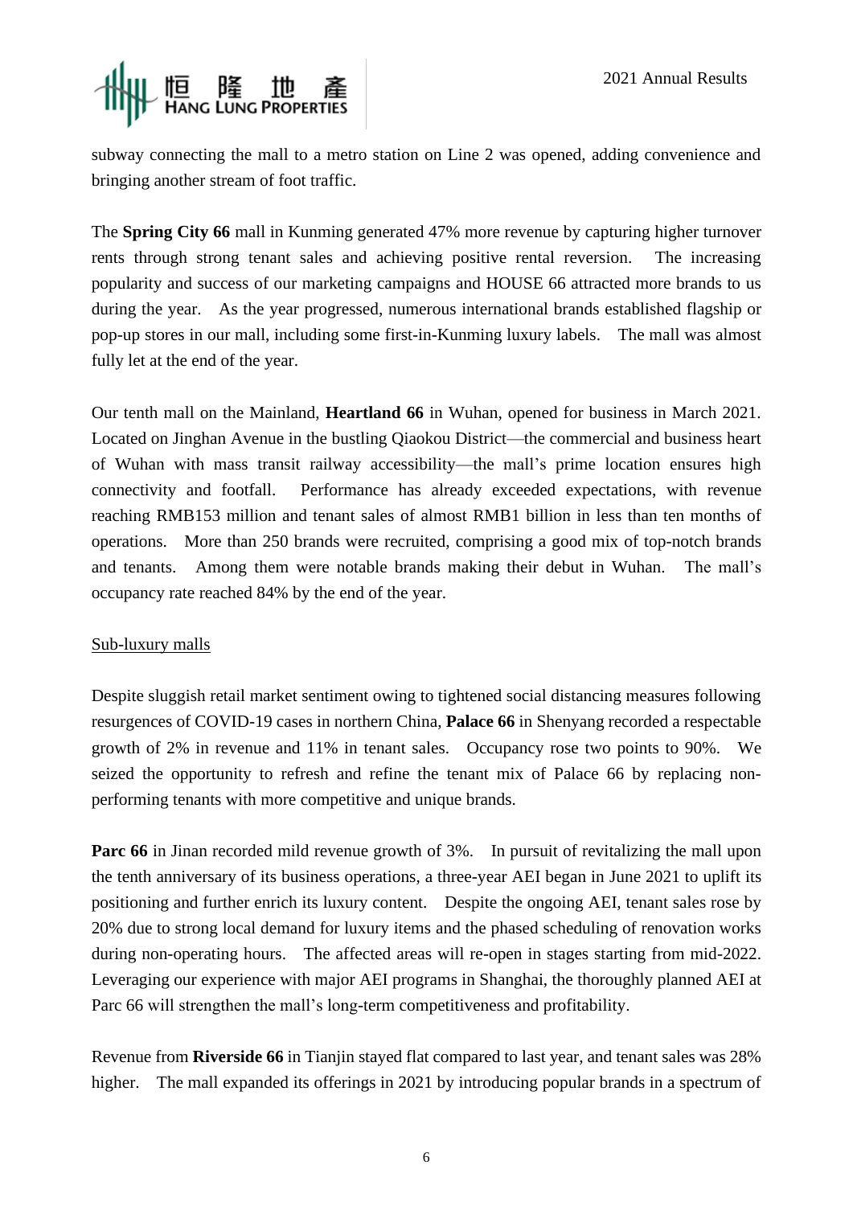subway connecting the mall to a metro station on Line 2 was opened, adding convenience and bringing another stream of foot traffic.

The **Spring City 66** mall in Kunming generated 47% more revenue by capturing higher turnover rents through strong tenant sales and achieving positive rental reversion. The increasing popularity and success of our marketing campaigns and HOUSE 66 attracted more brands to us during the year. As the year progressed, numerous international brands established flagship or pop-up stores in our mall, including some first-in-Kunming luxury labels. The mall was almost fully let at the end of the year.

Our tenth mall on the Mainland, **Heartland 66** in Wuhan, opened for business in March 2021. Located on Jinghan Avenue in the bustling Qiaokou District—the commercial and business heart of Wuhan with mass transit railway accessibility—the mall's prime location ensures high connectivity and footfall. Performance has already exceeded expectations, with revenue reaching RMB153 million and tenant sales of almost RMB1 billion in less than ten months of operations. More than 250 brands were recruited, comprising a good mix of top-notch brands and tenants. Among them were notable brands making their debut in Wuhan. The mall's occupancy rate reached 84% by the end of the year.

Sub-luxury malls

Despite sluggish retail market sentiment owing to tightened social distancing measures following resurgences of COVID-19 cases in northern China, **Palace 66** in Shenyang recorded a respectable growth of 2% in revenue and 11% in tenant sales. Occupancy rose two points to 90%. We seized the opportunity to refresh and refine the tenant mix of Palace 66 by replacing non-performing tenants with more competitive and unique brands.

**Parc 66** in Jinan recorded mild revenue growth of 3%. In pursuit of revitalizing the mall upon the tenth anniversary of its business operations, a three-year AEI began in June 2021 to uplift its positioning and further enrich its luxury content. Despite the ongoing AEI, tenant sales rose by 20% due to strong local demand for luxury items and the phased scheduling of renovation works during non-operating hours. The affected areas will re-open in stages starting from mid-2022. Leveraging our experience with major AEI programs in Shanghai, the thoroughly planned AEI at Parc 66 will strengthen the mall's long-term competitiveness and profitability.

Revenue from **Riverside 66** in Tianjin stayed flat compared to last year, and tenant sales was 28% higher. The mall expanded its offerings in 2021 by introducing popular brands in a spectrum of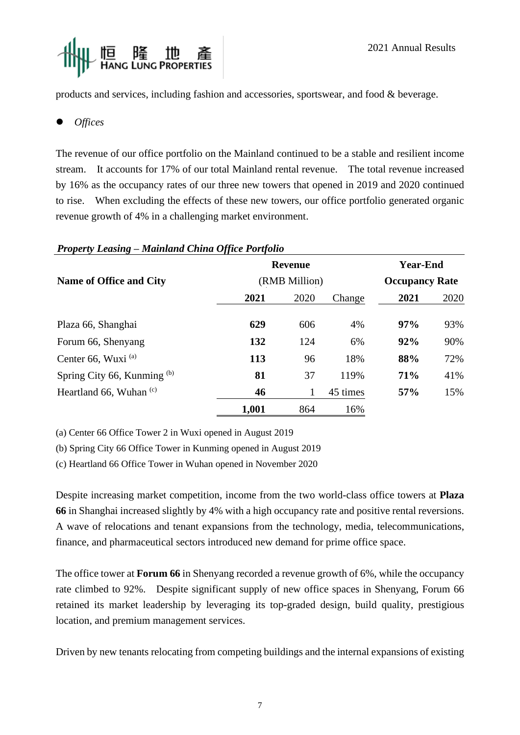products and services, including fashion and accessories, sportswear, and food & beverage.

- *Offices*

The revenue of our office portfolio on the Mainland continued to be a stable and resilient income stream. It accounts for 17% of our total Mainland rental revenue. The total revenue increased by 16% as the occupancy rates of our three new towers that opened in 2019 and 2020 continued to rise. When excluding the effects of these new towers, our office portfolio generated organic revenue growth of 4% in a challenging market environment.

***Property Leasing – Mainland China Office Portfolio***

| Name of Office and City | Revenue (RMB Million) | | | Year-End Occupancy Rate | |
|---|---|---|---|---|---|
| | **2021** | 2020 | Change | **2021** | 2020 |
| Plaza 66, Shanghai | **629** | 606 | 4% | **97%** | 93% |
| Forum 66, Shenyang | **132** | 124 | 6% | **92%** | 90% |
| Center 66, Wuxi [(a)] | **113** | 96 | 18% | **88%** | 72% |
| Spring City 66, Kunming [(b)] | **81** | 37 | 119% | **71%** | 41% |
| Heartland 66, Wuhan [(c)] | **46** | 1 | 45 times | **57%** | 15% |
| | **1,001** | 864 | 16% | | |

(a) Center 66 Office Tower 2 in Wuxi opened in August 2019

(b) Spring City 66 Office Tower in Kunming opened in August 2019

(c) Heartland 66 Office Tower in Wuhan opened in November 2020

Despite increasing market competition, income from the two world-class office towers at **Plaza 66** in Shanghai increased slightly by 4% with a high occupancy rate and positive rental reversions. A wave of relocations and tenant expansions from the technology, media, telecommunications, finance, and pharmaceutical sectors introduced new demand for prime office space.

The office tower at **Forum 66** in Shenyang recorded a revenue growth of 6%, while the occupancy rate climbed to 92%. Despite significant supply of new office spaces in Shenyang, Forum 66 retained its market leadership by leveraging its top-graded design, build quality, prestigious location, and premium management services.

Driven by new tenants relocating from competing buildings and the internal expansions of existing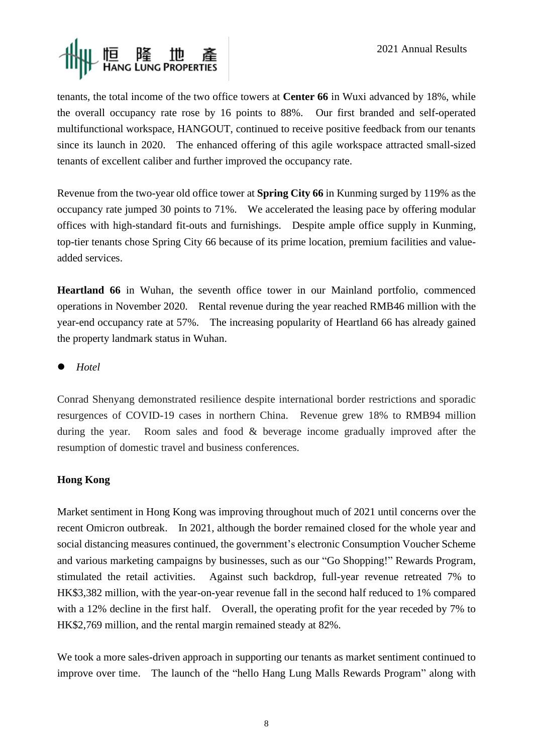tenants, the total income of the two office towers at **Center 66** in Wuxi advanced by 18%, while the overall occupancy rate rose by 16 points to 88%. Our first branded and self-operated multifunctional workspace, HANGOUT, continued to receive positive feedback from our tenants since its launch in 2020. The enhanced offering of this agile workspace attracted small-sized tenants of excellent caliber and further improved the occupancy rate.

Revenue from the two-year old office tower at **Spring City 66** in Kunming surged by 119% as the occupancy rate jumped 30 points to 71%. We accelerated the leasing pace by offering modular offices with high-standard fit-outs and furnishings. Despite ample office supply in Kunming, top-tier tenants chose Spring City 66 because of its prime location, premium facilities and value-added services.

**Heartland 66** in Wuhan, the seventh office tower in our Mainland portfolio, commenced operations in November 2020. Rental revenue during the year reached RMB46 million with the year-end occupancy rate at 57%. The increasing popularity of Heartland 66 has already gained the property landmark status in Wuhan.

- *Hotel*

Conrad Shenyang demonstrated resilience despite international border restrictions and sporadic resurgences of COVID-19 cases in northern China. Revenue grew 18% to RMB94 million during the year. Room sales and food & beverage income gradually improved after the resumption of domestic travel and business conferences.

**Hong Kong**

Market sentiment in Hong Kong was improving throughout much of 2021 until concerns over the recent Omicron outbreak. In 2021, although the border remained closed for the whole year and social distancing measures continued, the government's electronic Consumption Voucher Scheme and various marketing campaigns by businesses, such as our "Go Shopping!" Rewards Program, stimulated the retail activities. Against such backdrop, full-year revenue retreated 7% to HK$3,382 million, with the year-on-year revenue fall in the second half reduced to 1% compared with a 12% decline in the first half. Overall, the operating profit for the year receded by 7% to HK$2,769 million, and the rental margin remained steady at 82%.

We took a more sales-driven approach in supporting our tenants as market sentiment continued to improve over time. The launch of the "hello Hang Lung Malls Rewards Program" along with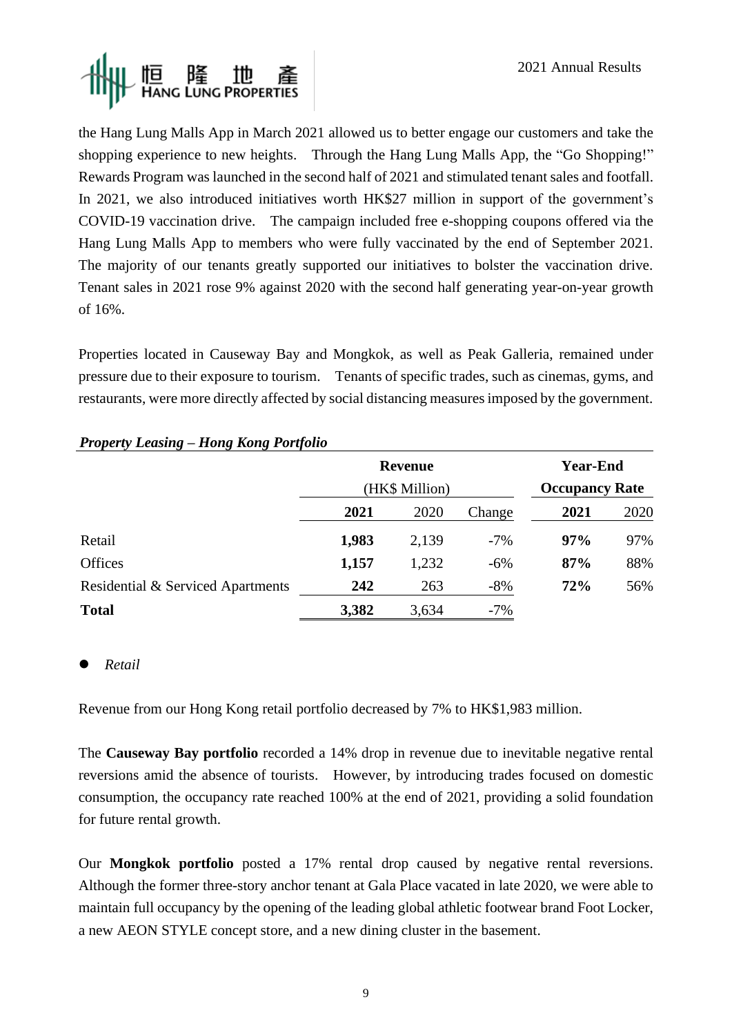the Hang Lung Malls App in March 2021 allowed us to better engage our customers and take the shopping experience to new heights. Through the Hang Lung Malls App, the "Go Shopping!" Rewards Program was launched in the second half of 2021 and stimulated tenant sales and footfall. In 2021, we also introduced initiatives worth HK$27 million in support of the government's COVID-19 vaccination drive. The campaign included free e-shopping coupons offered via the Hang Lung Malls App to members who were fully vaccinated by the end of September 2021. The majority of our tenants greatly supported our initiatives to bolster the vaccination drive. Tenant sales in 2021 rose 9% against 2020 with the second half generating year-on-year growth of 16%.

Properties located in Causeway Bay and Mongkok, as well as Peak Galleria, remained under pressure due to their exposure to tourism. Tenants of specific trades, such as cinemas, gyms, and restaurants, were more directly affected by social distancing measures imposed by the government.

***Property Leasing – Hong Kong Portfolio***

| | Revenue (HK$ Million) | | | Year-End Occupancy Rate | |
|---|---|---|---|---|---|
| | **2021** | 2020 | Change | **2021** | 2020 |
| Retail | **1,983** | 2,139 | -7% | **97%** | 97% |
| Offices | **1,157** | 1,232 | -6% | **87%** | 88% |
| Residential & Serviced Apartments | **242** | 263 | -8% | **72%** | 56% |
| **Total** | **3,382** | 3,634 | -7% | | |

- *Retail*

Revenue from our Hong Kong retail portfolio decreased by 7% to HK$1,983 million.

The **Causeway Bay portfolio** recorded a 14% drop in revenue due to inevitable negative rental reversions amid the absence of tourists. However, by introducing trades focused on domestic consumption, the occupancy rate reached 100% at the end of 2021, providing a solid foundation for future rental growth.

Our **Mongkok portfolio** posted a 17% rental drop caused by negative rental reversions. Although the former three-story anchor tenant at Gala Place vacated in late 2020, we were able to maintain full occupancy by the opening of the leading global athletic footwear brand Foot Locker, a new AEON STYLE concept store, and a new dining cluster in the basement.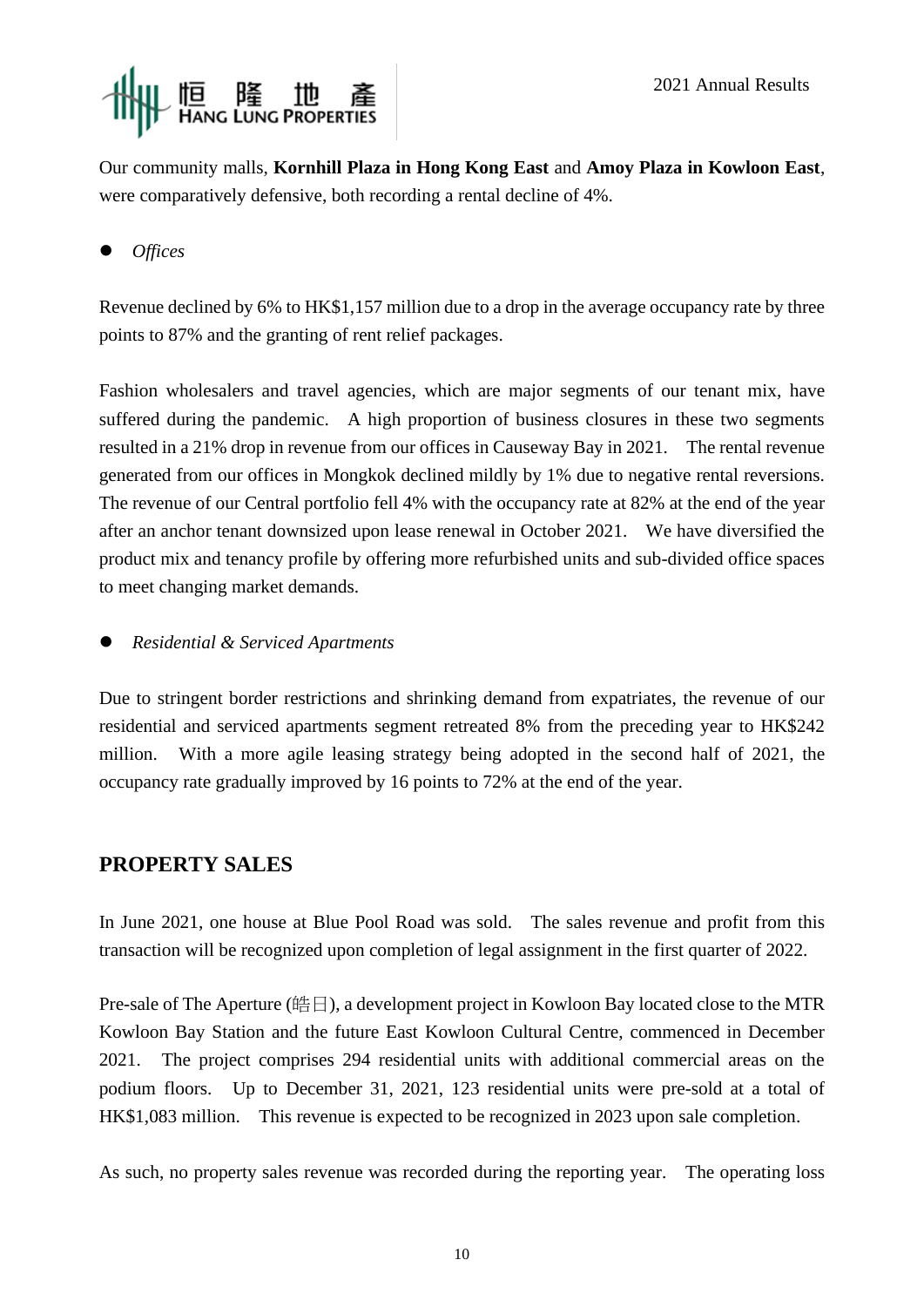Our community malls, **Kornhill Plaza in Hong Kong East** and **Amoy Plaza in Kowloon East**, were comparatively defensive, both recording a rental decline of 4%.

- *Offices*

Revenue declined by 6% to HK$1,157 million due to a drop in the average occupancy rate by three points to 87% and the granting of rent relief packages.

Fashion wholesalers and travel agencies, which are major segments of our tenant mix, have suffered during the pandemic. A high proportion of business closures in these two segments resulted in a 21% drop in revenue from our offices in Causeway Bay in 2021. The rental revenue generated from our offices in Mongkok declined mildly by 1% due to negative rental reversions. The revenue of our Central portfolio fell 4% with the occupancy rate at 82% at the end of the year after an anchor tenant downsized upon lease renewal in October 2021. We have diversified the product mix and tenancy profile by offering more refurbished units and sub-divided office spaces to meet changing market demands.

- *Residential & Serviced Apartments*

Due to stringent border restrictions and shrinking demand from expatriates, the revenue of our residential and serviced apartments segment retreated 8% from the preceding year to HK$242 million. With a more agile leasing strategy being adopted in the second half of 2021, the occupancy rate gradually improved by 16 points to 72% at the end of the year.

## PROPERTY SALES

In June 2021, one house at Blue Pool Road was sold. The sales revenue and profit from this transaction will be recognized upon completion of legal assignment in the first quarter of 2022.

Pre-sale of The Aperture (皓日), a development project in Kowloon Bay located close to the MTR Kowloon Bay Station and the future East Kowloon Cultural Centre, commenced in December 2021. The project comprises 294 residential units with additional commercial areas on the podium floors. Up to December 31, 2021, 123 residential units were pre-sold at a total of HK$1,083 million. This revenue is expected to be recognized in 2023 upon sale completion.

As such, no property sales revenue was recorded during the reporting year. The operating loss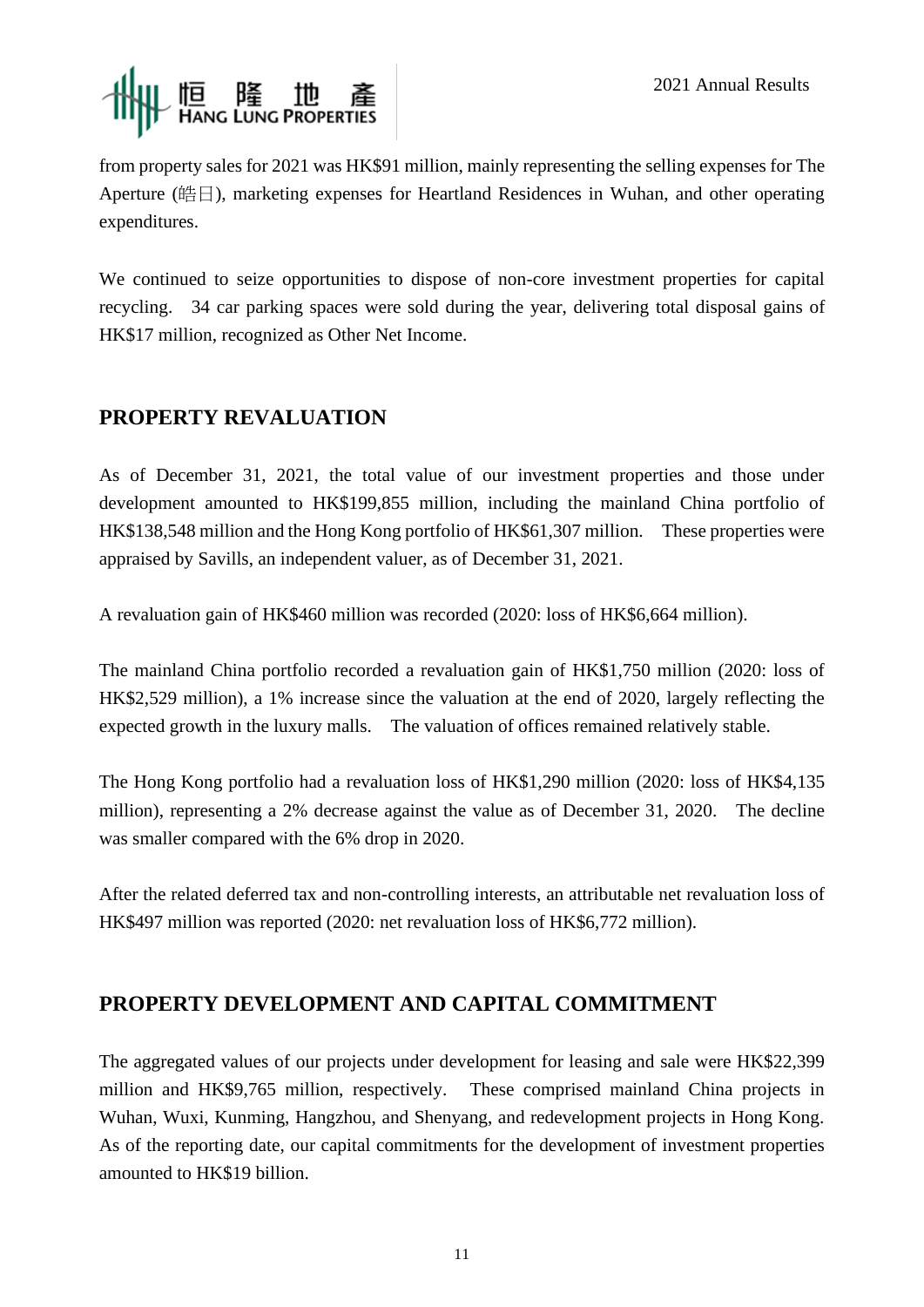from property sales for 2021 was HK$91 million, mainly representing the selling expenses for The Aperture (皓日), marketing expenses for Heartland Residences in Wuhan, and other operating expenditures.

We continued to seize opportunities to dispose of non-core investment properties for capital recycling. 34 car parking spaces were sold during the year, delivering total disposal gains of HK$17 million, recognized as Other Net Income.

## PROPERTY REVALUATION

As of December 31, 2021, the total value of our investment properties and those under development amounted to HK$199,855 million, including the mainland China portfolio of HK$138,548 million and the Hong Kong portfolio of HK$61,307 million. These properties were appraised by Savills, an independent valuer, as of December 31, 2021.

A revaluation gain of HK$460 million was recorded (2020: loss of HK$6,664 million).

The mainland China portfolio recorded a revaluation gain of HK$1,750 million (2020: loss of HK$2,529 million), a 1% increase since the valuation at the end of 2020, largely reflecting the expected growth in the luxury malls. The valuation of offices remained relatively stable.

The Hong Kong portfolio had a revaluation loss of HK$1,290 million (2020: loss of HK$4,135 million), representing a 2% decrease against the value as of December 31, 2020. The decline was smaller compared with the 6% drop in 2020.

After the related deferred tax and non-controlling interests, an attributable net revaluation loss of HK$497 million was reported (2020: net revaluation loss of HK$6,772 million).

## PROPERTY DEVELOPMENT AND CAPITAL COMMITMENT

The aggregated values of our projects under development for leasing and sale were HK$22,399 million and HK$9,765 million, respectively. These comprised mainland China projects in Wuhan, Wuxi, Kunming, Hangzhou, and Shenyang, and redevelopment projects in Hong Kong. As of the reporting date, our capital commitments for the development of investment properties amounted to HK$19 billion.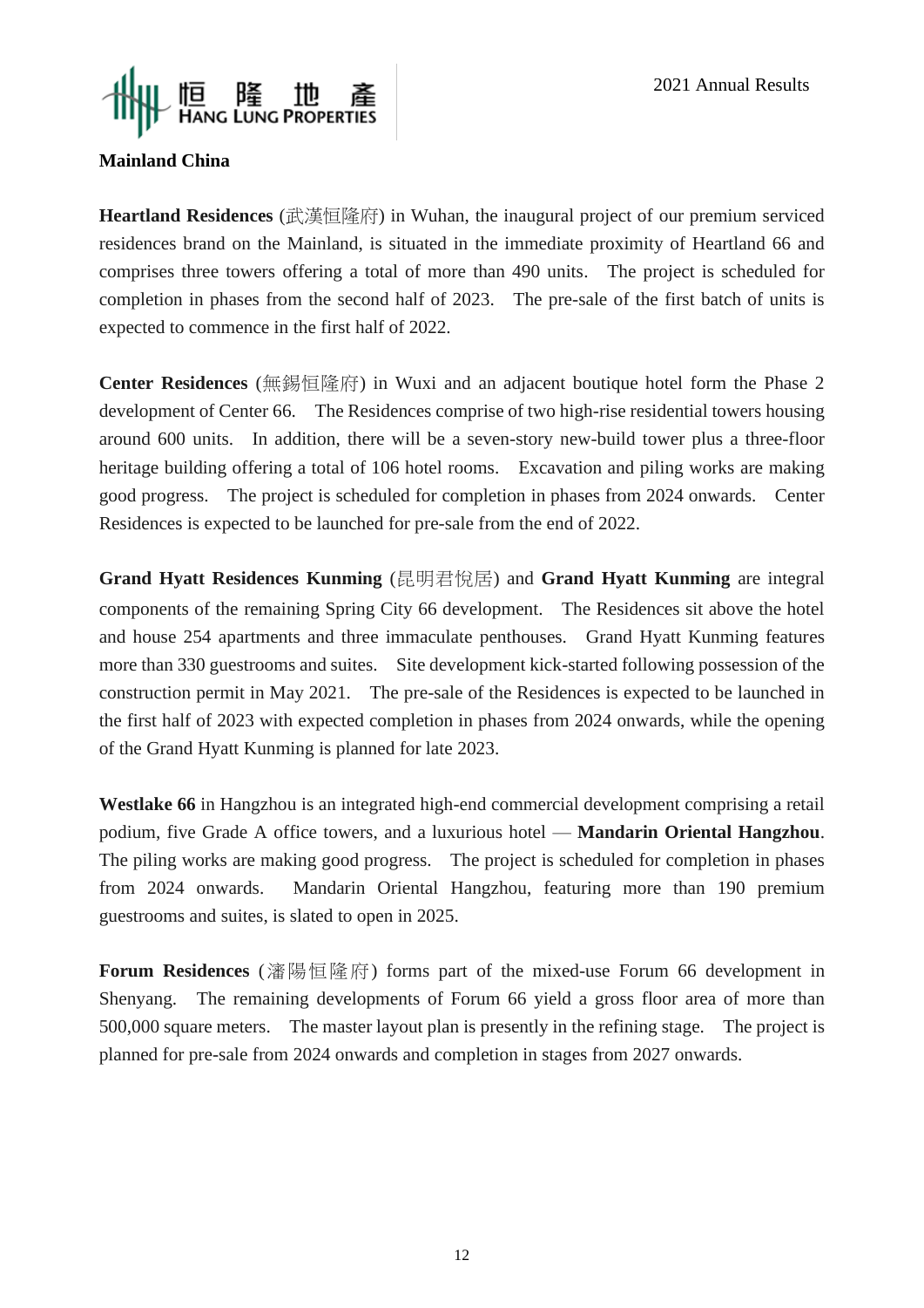**Mainland China**

**Heartland Residences** (武漢恒隆府) in Wuhan, the inaugural project of our premium serviced residences brand on the Mainland, is situated in the immediate proximity of Heartland 66 and comprises three towers offering a total of more than 490 units. The project is scheduled for completion in phases from the second half of 2023. The pre-sale of the first batch of units is expected to commence in the first half of 2022.

**Center Residences** (無錫恒隆府) in Wuxi and an adjacent boutique hotel form the Phase 2 development of Center 66. The Residences comprise of two high-rise residential towers housing around 600 units. In addition, there will be a seven-story new-build tower plus a three-floor heritage building offering a total of 106 hotel rooms. Excavation and piling works are making good progress. The project is scheduled for completion in phases from 2024 onwards. Center Residences is expected to be launched for pre-sale from the end of 2022.

**Grand Hyatt Residences Kunming** (昆明君悅居) and **Grand Hyatt Kunming** are integral components of the remaining Spring City 66 development. The Residences sit above the hotel and house 254 apartments and three immaculate penthouses. Grand Hyatt Kunming features more than 330 guestrooms and suites. Site development kick-started following possession of the construction permit in May 2021. The pre-sale of the Residences is expected to be launched in the first half of 2023 with expected completion in phases from 2024 onwards, while the opening of the Grand Hyatt Kunming is planned for late 2023.

**Westlake 66** in Hangzhou is an integrated high-end commercial development comprising a retail podium, five Grade A office towers, and a luxurious hotel — **Mandarin Oriental Hangzhou**. The piling works are making good progress. The project is scheduled for completion in phases from 2024 onwards. Mandarin Oriental Hangzhou, featuring more than 190 premium guestrooms and suites, is slated to open in 2025.

**Forum Residences** (瀋陽恒隆府) forms part of the mixed-use Forum 66 development in Shenyang. The remaining developments of Forum 66 yield a gross floor area of more than 500,000 square meters. The master layout plan is presently in the refining stage. The project is planned for pre-sale from 2024 onwards and completion in stages from 2027 onwards.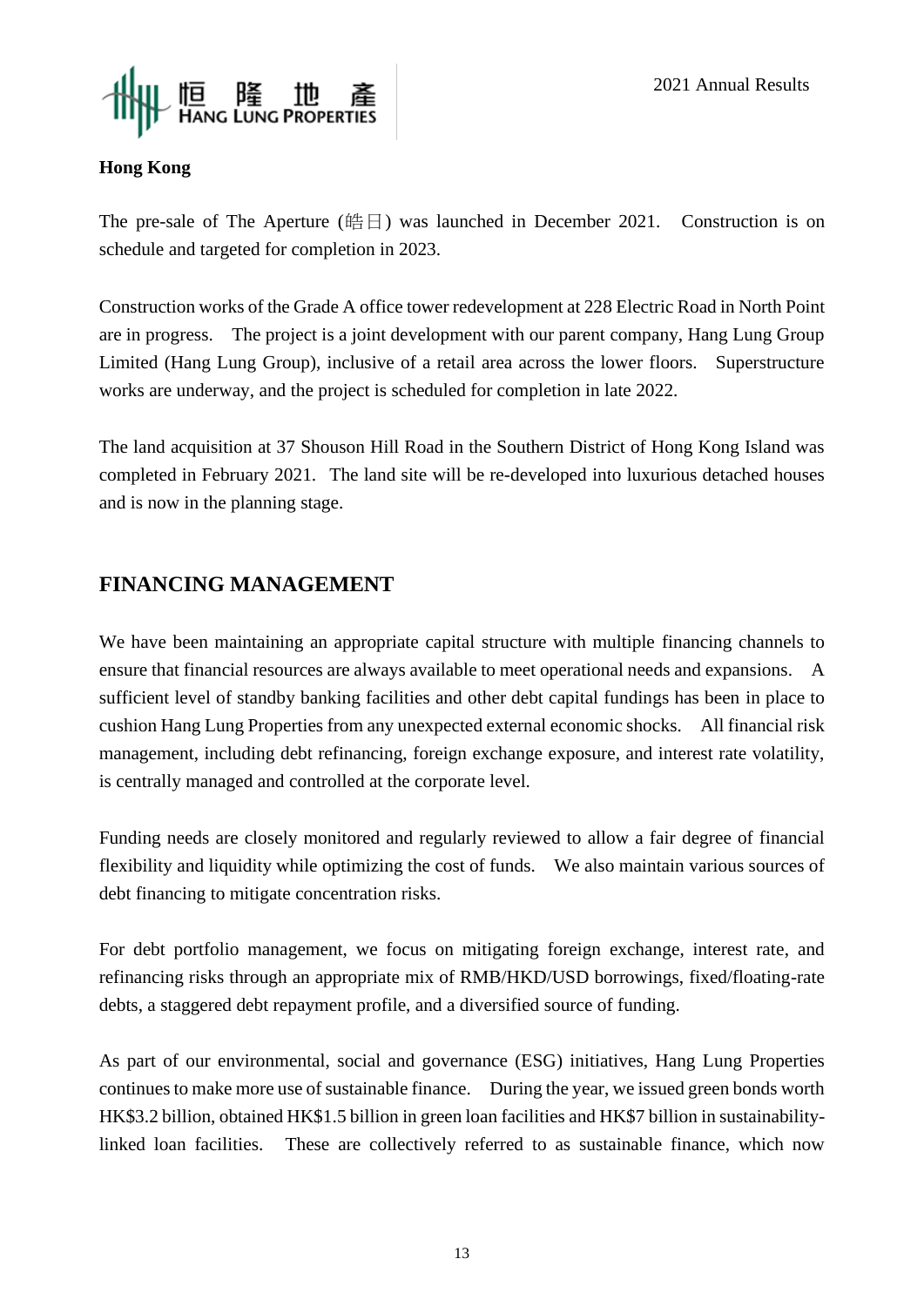**Hong Kong**

The pre-sale of The Aperture (皓日) was launched in December 2021. Construction is on schedule and targeted for completion in 2023.

Construction works of the Grade A office tower redevelopment at 228 Electric Road in North Point are in progress. The project is a joint development with our parent company, Hang Lung Group Limited (Hang Lung Group), inclusive of a retail area across the lower floors. Superstructure works are underway, and the project is scheduled for completion in late 2022.

The land acquisition at 37 Shouson Hill Road in the Southern District of Hong Kong Island was completed in February 2021. The land site will be re-developed into luxurious detached houses and is now in the planning stage.

## FINANCING MANAGEMENT

We have been maintaining an appropriate capital structure with multiple financing channels to ensure that financial resources are always available to meet operational needs and expansions. A sufficient level of standby banking facilities and other debt capital fundings has been in place to cushion Hang Lung Properties from any unexpected external economic shocks. All financial risk management, including debt refinancing, foreign exchange exposure, and interest rate volatility, is centrally managed and controlled at the corporate level.

Funding needs are closely monitored and regularly reviewed to allow a fair degree of financial flexibility and liquidity while optimizing the cost of funds. We also maintain various sources of debt financing to mitigate concentration risks.

For debt portfolio management, we focus on mitigating foreign exchange, interest rate, and refinancing risks through an appropriate mix of RMB/HKD/USD borrowings, fixed/floating-rate debts, a staggered debt repayment profile, and a diversified source of funding.

As part of our environmental, social and governance (ESG) initiatives, Hang Lung Properties continues to make more use of sustainable finance. During the year, we issued green bonds worth HK$3.2 billion, obtained HK$1.5 billion in green loan facilities and HK$7 billion in sustainability-linked loan facilities. These are collectively referred to as sustainable finance, which now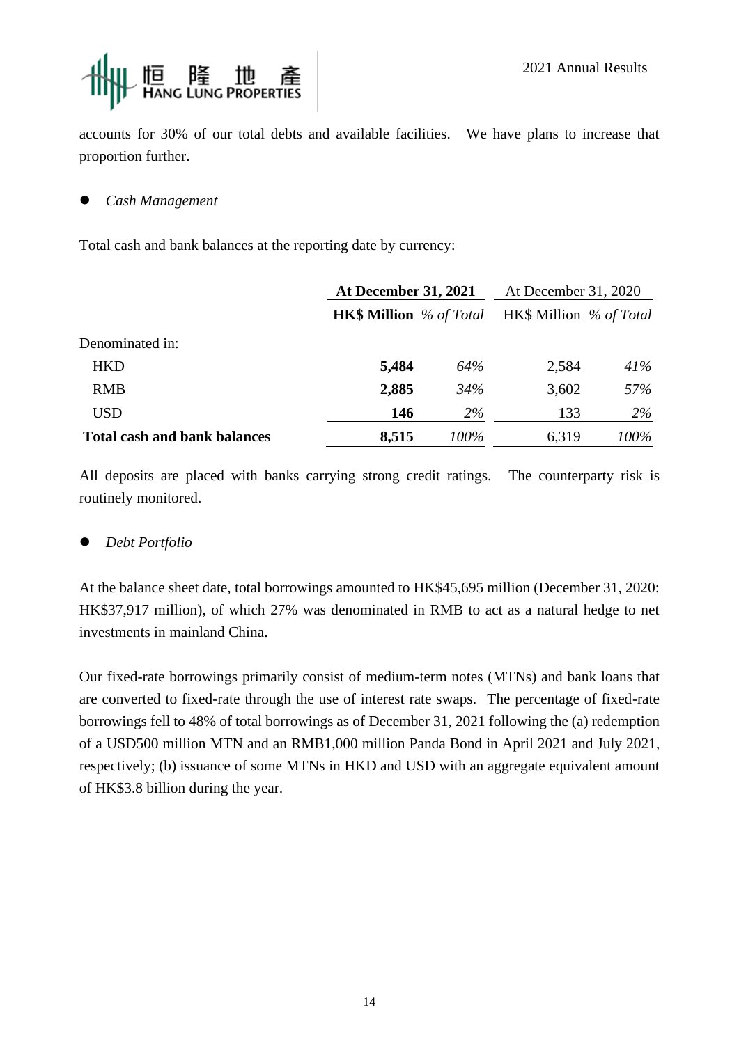accounts for 30% of our total debts and available facilities. We have plans to increase that proportion further.

- *Cash Management*

Total cash and bank balances at the reporting date by currency:

| | **At December 31, 2021** | | At December 31, 2020 | |
|---|---|---|---|---|
| | **HK$ Million** | *% of Total* | HK$ Million | *% of Total* |
| Denominated in: | | | | |
| HKD | **5,484** | *64%* | 2,584 | *41%* |
| RMB | **2,885** | *34%* | 3,602 | *57%* |
| USD | **146** | *2%* | 133 | *2%* |
| **Total cash and bank balances** | **8,515** | *100%* | 6,319 | *100%* |

All deposits are placed with banks carrying strong credit ratings. The counterparty risk is routinely monitored.

- *Debt Portfolio*

At the balance sheet date, total borrowings amounted to HK$45,695 million (December 31, 2020: HK$37,917 million), of which 27% was denominated in RMB to act as a natural hedge to net investments in mainland China.

Our fixed-rate borrowings primarily consist of medium-term notes (MTNs) and bank loans that are converted to fixed-rate through the use of interest rate swaps. The percentage of fixed-rate borrowings fell to 48% of total borrowings as of December 31, 2021 following the (a) redemption of a USD500 million MTN and an RMB1,000 million Panda Bond in April 2021 and July 2021, respectively; (b) issuance of some MTNs in HKD and USD with an aggregate equivalent amount of HK$3.8 billion during the year.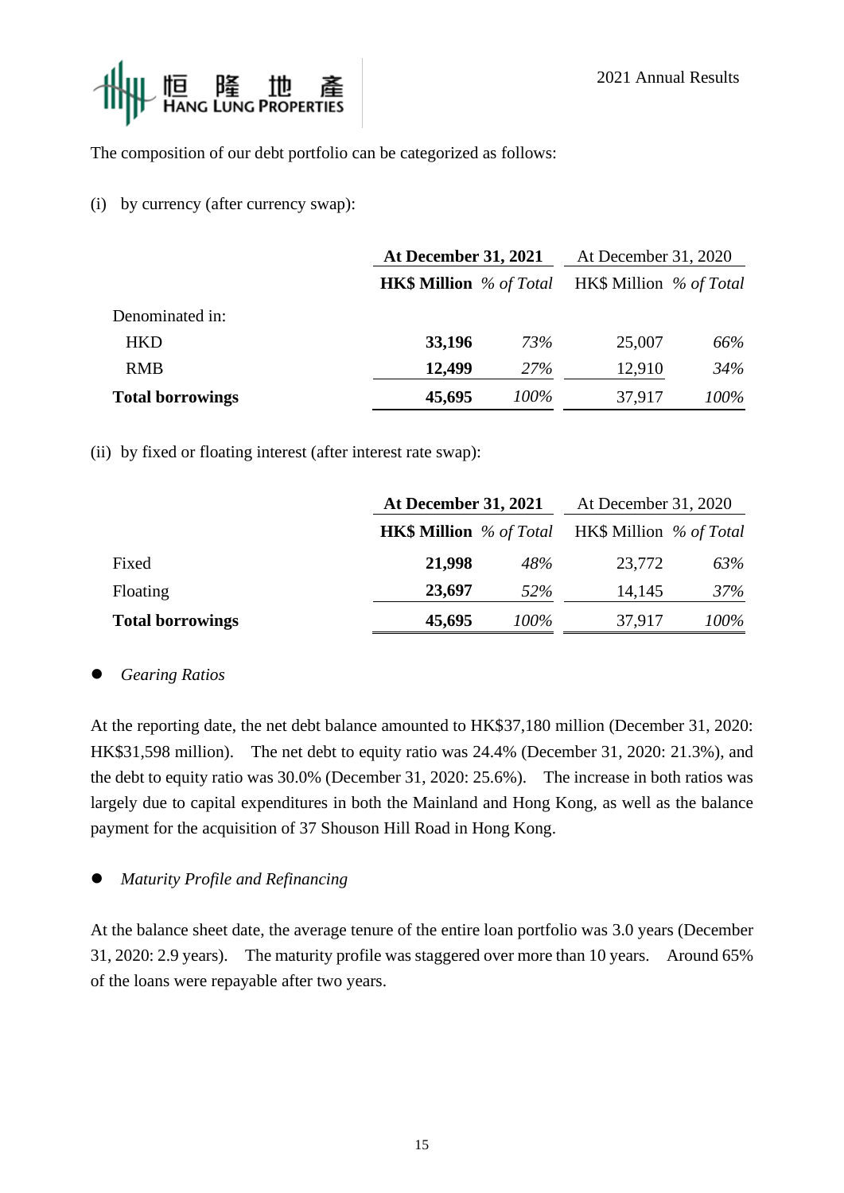The composition of our debt portfolio can be categorized as follows:

(i) by currency (after currency swap):

| | **At December 31, 2021** | | At December 31, 2020 | |
|---|---|---|---|---|
| | **HK$ Million** | *% of Total* | HK$ Million | *% of Total* |
| Denominated in: | | | | |
| HKD | **33,196** | *73%* | 25,007 | *66%* |
| RMB | **12,499** | *27%* | 12,910 | *34%* |
| **Total borrowings** | **45,695** | *100%* | 37,917 | *100%* |

(ii) by fixed or floating interest (after interest rate swap):

| | **At December 31, 2021** | | At December 31, 2020 | |
|---|---|---|---|---|
| | **HK$ Million** | *% of Total* | HK$ Million | *% of Total* |
| Fixed | **21,998** | *48%* | 23,772 | *63%* |
| Floating | **23,697** | *52%* | 14,145 | *37%* |
| **Total borrowings** | **45,695** | *100%* | 37,917 | *100%* |

- *Gearing Ratios*

At the reporting date, the net debt balance amounted to HK$37,180 million (December 31, 2020: HK$31,598 million). The net debt to equity ratio was 24.4% (December 31, 2020: 21.3%), and the debt to equity ratio was 30.0% (December 31, 2020: 25.6%). The increase in both ratios was largely due to capital expenditures in both the Mainland and Hong Kong, as well as the balance payment for the acquisition of 37 Shouson Hill Road in Hong Kong.

- *Maturity Profile and Refinancing*

At the balance sheet date, the average tenure of the entire loan portfolio was 3.0 years (December 31, 2020: 2.9 years). The maturity profile was staggered over more than 10 years. Around 65% of the loans were repayable after two years.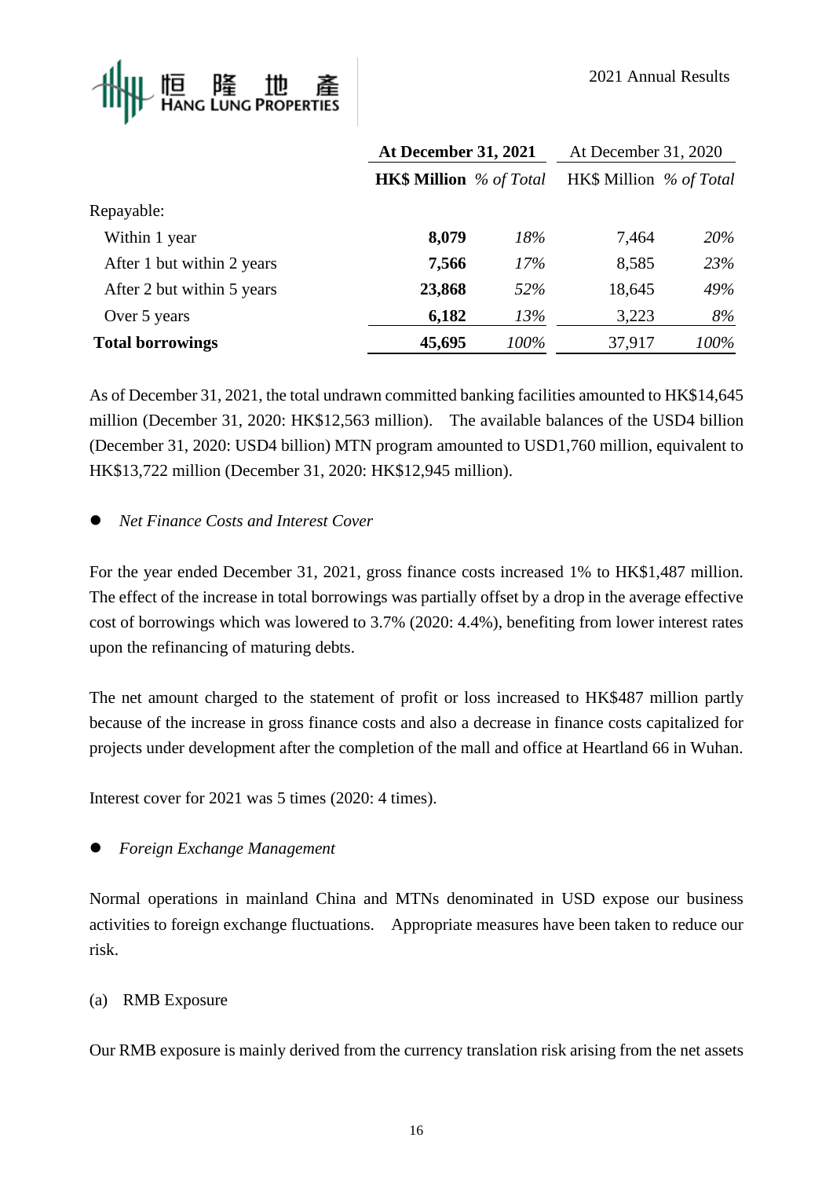| | At December 31, 2021 | | At December 31, 2020 | |
|---|---|---|---|---|
| | **HK$ Million** | *% of Total* | HK$ Million | *% of Total* |
| Repayable: | | | | |
| Within 1 year | **8,079** | *18%* | 7,464 | *20%* |
| After 1 but within 2 years | **7,566** | *17%* | 8,585 | *23%* |
| After 2 but within 5 years | **23,868** | *52%* | 18,645 | *49%* |
| Over 5 years | **6,182** | *13%* | 3,223 | *8%* |
| **Total borrowings** | **45,695** | *100%* | 37,917 | *100%* |

As of December 31, 2021, the total undrawn committed banking facilities amounted to HK$14,645 million (December 31, 2020: HK$12,563 million). The available balances of the USD4 billion (December 31, 2020: USD4 billion) MTN program amounted to USD1,760 million, equivalent to HK$13,722 million (December 31, 2020: HK$12,945 million).

- *Net Finance Costs and Interest Cover*

For the year ended December 31, 2021, gross finance costs increased 1% to HK$1,487 million. The effect of the increase in total borrowings was partially offset by a drop in the average effective cost of borrowings which was lowered to 3.7% (2020: 4.4%), benefiting from lower interest rates upon the refinancing of maturing debts.

The net amount charged to the statement of profit or loss increased to HK$487 million partly because of the increase in gross finance costs and also a decrease in finance costs capitalized for projects under development after the completion of the mall and office at Heartland 66 in Wuhan.

Interest cover for 2021 was 5 times (2020: 4 times).

- *Foreign Exchange Management*

Normal operations in mainland China and MTNs denominated in USD expose our business activities to foreign exchange fluctuations. Appropriate measures have been taken to reduce our risk.

(a) RMB Exposure

Our RMB exposure is mainly derived from the currency translation risk arising from the net assets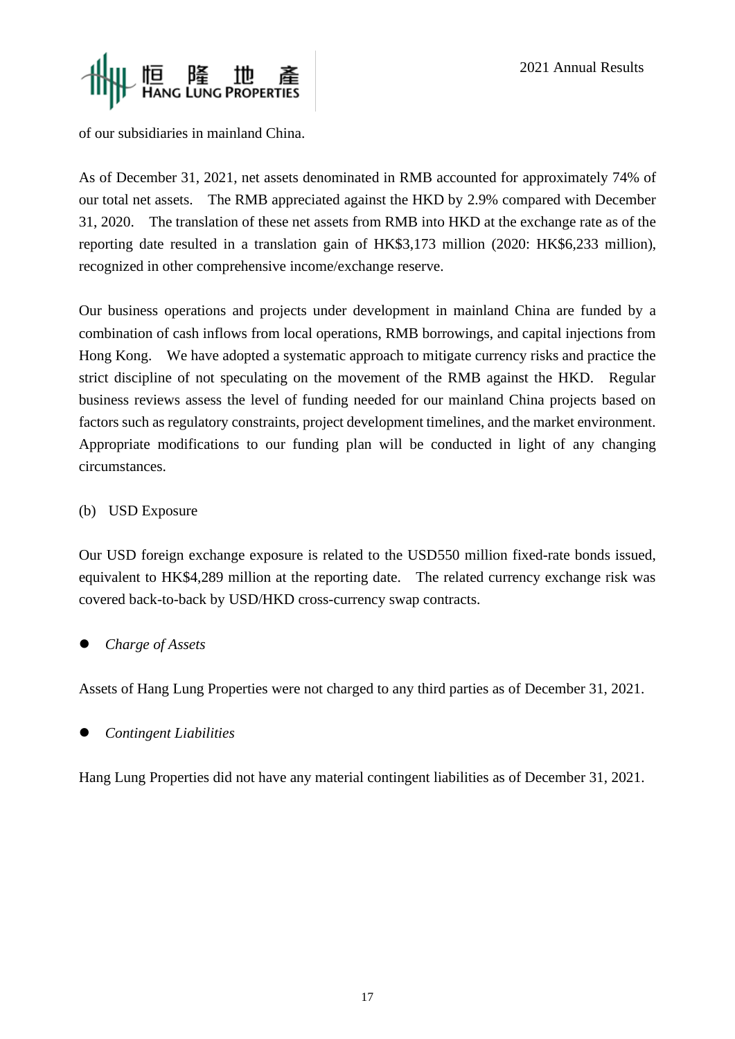of our subsidiaries in mainland China.

As of December 31, 2021, net assets denominated in RMB accounted for approximately 74% of our total net assets. The RMB appreciated against the HKD by 2.9% compared with December 31, 2020. The translation of these net assets from RMB into HKD at the exchange rate as of the reporting date resulted in a translation gain of HK$3,173 million (2020: HK$6,233 million), recognized in other comprehensive income/exchange reserve.

Our business operations and projects under development in mainland China are funded by a combination of cash inflows from local operations, RMB borrowings, and capital injections from Hong Kong. We have adopted a systematic approach to mitigate currency risks and practice the strict discipline of not speculating on the movement of the RMB against the HKD. Regular business reviews assess the level of funding needed for our mainland China projects based on factors such as regulatory constraints, project development timelines, and the market environment. Appropriate modifications to our funding plan will be conducted in light of any changing circumstances.

(b) USD Exposure

Our USD foreign exchange exposure is related to the USD550 million fixed-rate bonds issued, equivalent to HK$4,289 million at the reporting date. The related currency exchange risk was covered back-to-back by USD/HKD cross-currency swap contracts.

- *Charge of Assets*

Assets of Hang Lung Properties were not charged to any third parties as of December 31, 2021.

- *Contingent Liabilities*

Hang Lung Properties did not have any material contingent liabilities as of December 31, 2021.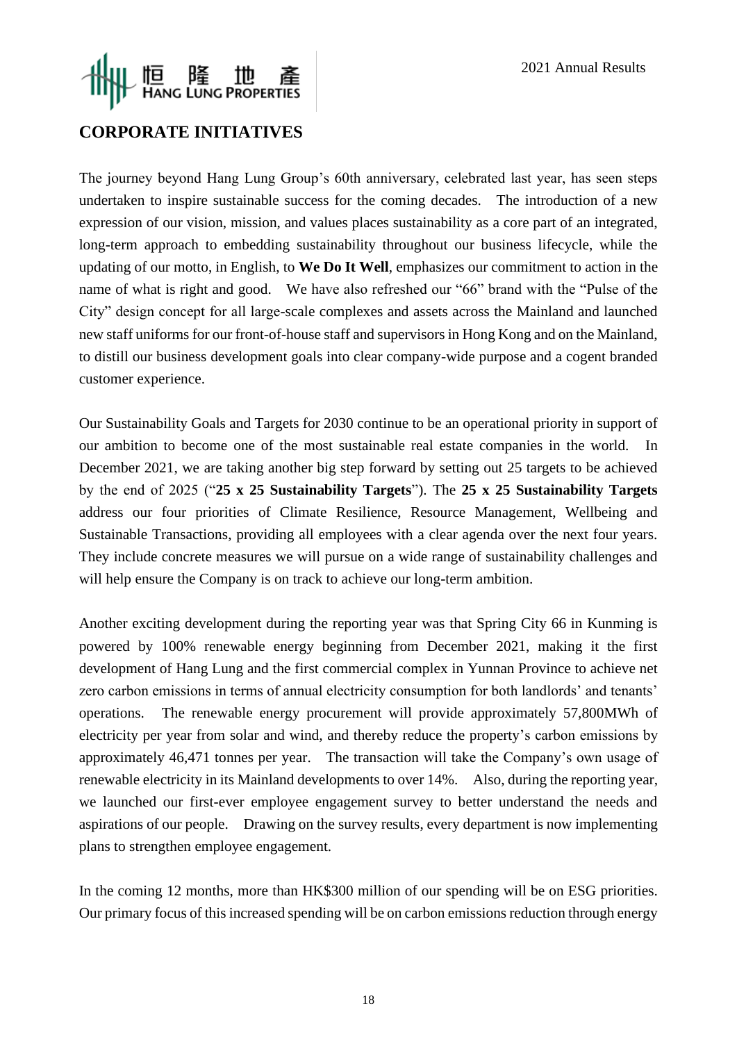## CORPORATE INITIATIVES

The journey beyond Hang Lung Group's 60th anniversary, celebrated last year, has seen steps undertaken to inspire sustainable success for the coming decades. The introduction of a new expression of our vision, mission, and values places sustainability as a core part of an integrated, long-term approach to embedding sustainability throughout our business lifecycle, while the updating of our motto, in English, to **We Do It Well**, emphasizes our commitment to action in the name of what is right and good. We have also refreshed our "66" brand with the "Pulse of the City" design concept for all large-scale complexes and assets across the Mainland and launched new staff uniforms for our front-of-house staff and supervisors in Hong Kong and on the Mainland, to distill our business development goals into clear company-wide purpose and a cogent branded customer experience.

Our Sustainability Goals and Targets for 2030 continue to be an operational priority in support of our ambition to become one of the most sustainable real estate companies in the world. In December 2021, we are taking another big step forward by setting out 25 targets to be achieved by the end of 2025 ("**25 x 25 Sustainability Targets**"). The **25 x 25 Sustainability Targets** address our four priorities of Climate Resilience, Resource Management, Wellbeing and Sustainable Transactions, providing all employees with a clear agenda over the next four years. They include concrete measures we will pursue on a wide range of sustainability challenges and will help ensure the Company is on track to achieve our long-term ambition.

Another exciting development during the reporting year was that Spring City 66 in Kunming is powered by 100% renewable energy beginning from December 2021, making it the first development of Hang Lung and the first commercial complex in Yunnan Province to achieve net zero carbon emissions in terms of annual electricity consumption for both landlords' and tenants' operations. The renewable energy procurement will provide approximately 57,800MWh of electricity per year from solar and wind, and thereby reduce the property's carbon emissions by approximately 46,471 tonnes per year. The transaction will take the Company's own usage of renewable electricity in its Mainland developments to over 14%. Also, during the reporting year, we launched our first-ever employee engagement survey to better understand the needs and aspirations of our people. Drawing on the survey results, every department is now implementing plans to strengthen employee engagement.

In the coming 12 months, more than HK$300 million of our spending will be on ESG priorities. Our primary focus of this increased spending will be on carbon emissions reduction through energy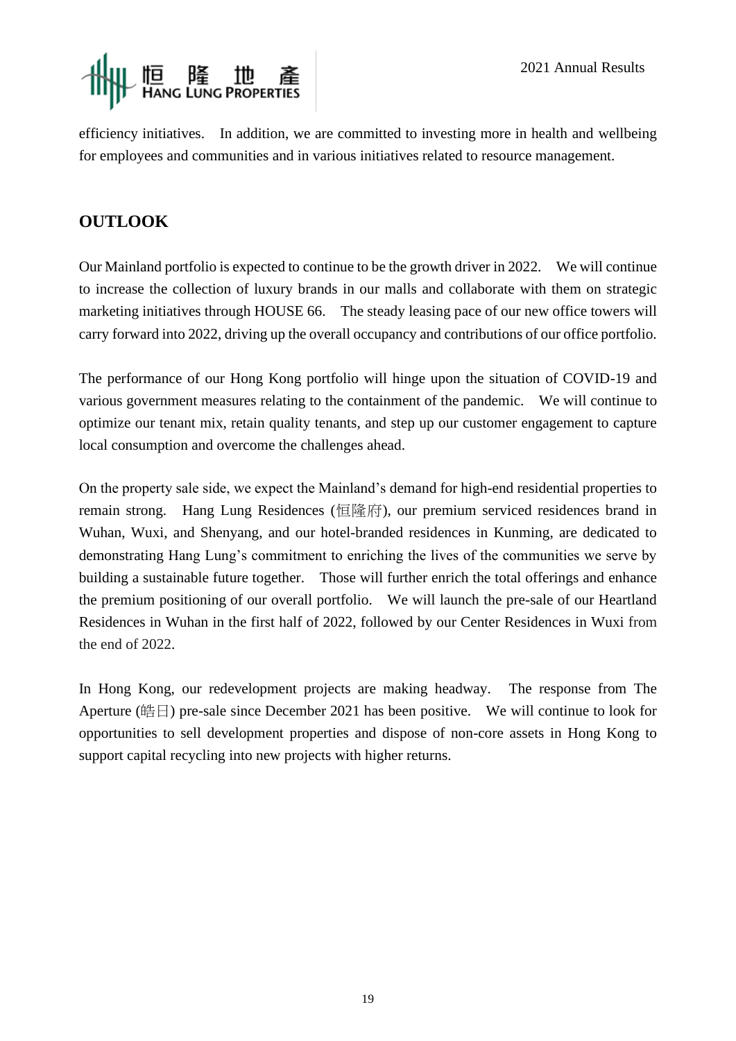efficiency initiatives. In addition, we are committed to investing more in health and wellbeing for employees and communities and in various initiatives related to resource management.

## OUTLOOK

Our Mainland portfolio is expected to continue to be the growth driver in 2022. We will continue to increase the collection of luxury brands in our malls and collaborate with them on strategic marketing initiatives through HOUSE 66. The steady leasing pace of our new office towers will carry forward into 2022, driving up the overall occupancy and contributions of our office portfolio.

The performance of our Hong Kong portfolio will hinge upon the situation of COVID-19 and various government measures relating to the containment of the pandemic. We will continue to optimize our tenant mix, retain quality tenants, and step up our customer engagement to capture local consumption and overcome the challenges ahead.

On the property sale side, we expect the Mainland's demand for high-end residential properties to remain strong. Hang Lung Residences (恒隆府), our premium serviced residences brand in Wuhan, Wuxi, and Shenyang, and our hotel-branded residences in Kunming, are dedicated to demonstrating Hang Lung's commitment to enriching the lives of the communities we serve by building a sustainable future together. Those will further enrich the total offerings and enhance the premium positioning of our overall portfolio. We will launch the pre-sale of our Heartland Residences in Wuhan in the first half of 2022, followed by our Center Residences in Wuxi from the end of 2022.

In Hong Kong, our redevelopment projects are making headway. The response from The Aperture (皓日) pre-sale since December 2021 has been positive. We will continue to look for opportunities to sell development properties and dispose of non-core assets in Hong Kong to support capital recycling into new projects with higher returns.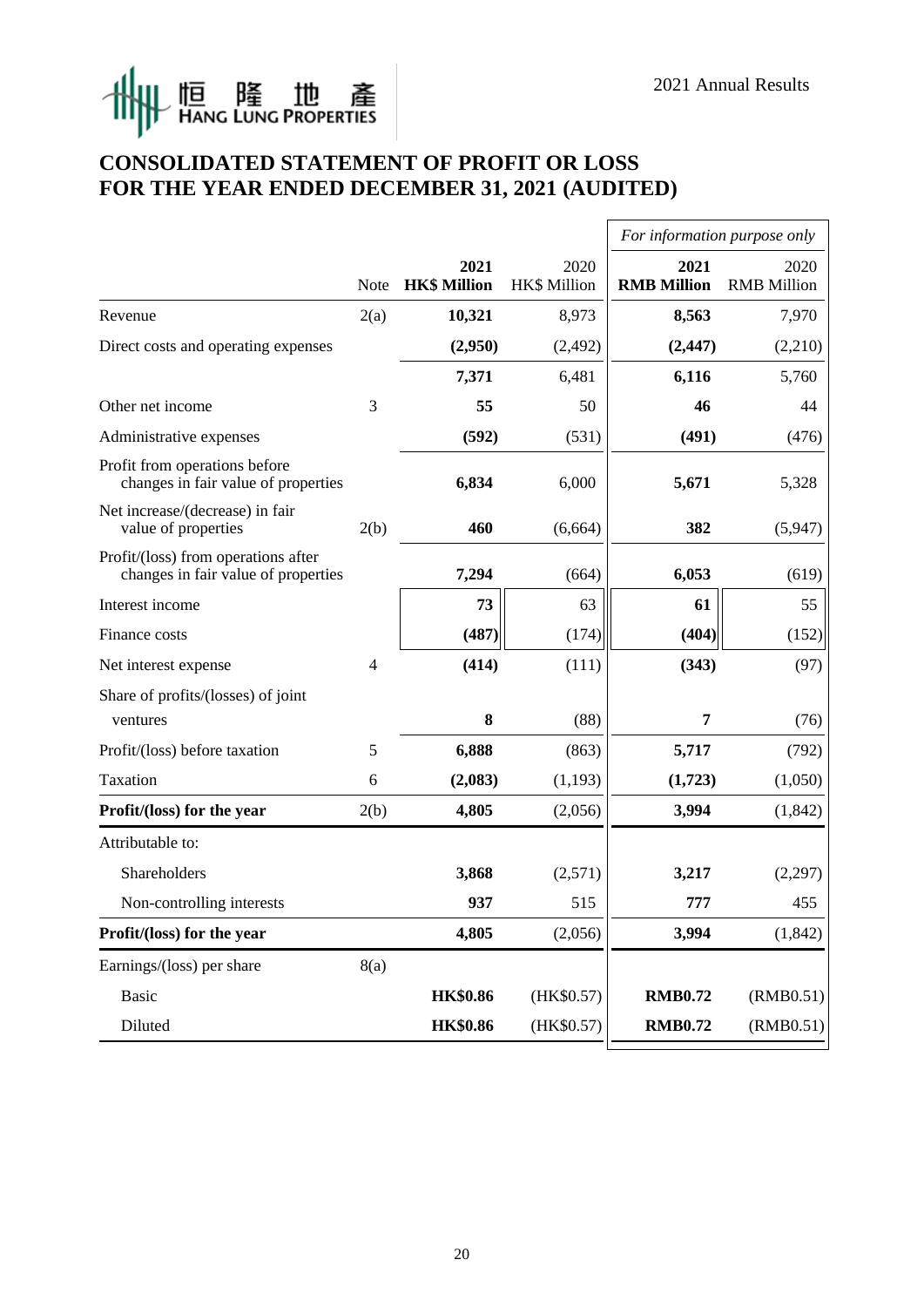# CONSOLIDATED STATEMENT OF PROFIT OR LOSS FOR THE YEAR ENDED DECEMBER 31, 2021 (AUDITED)

| | | | | *For information purpose only* | |
|---|---|---|---|---|---|
| | Note | **2021 HK$ Million** | 2020 HK$ Million | **2021 RMB Million** | 2020 RMB Million |
| Revenue | 2(a) | **10,321** | 8,973 | **8,563** | 7,970 |
| Direct costs and operating expenses | | **(2,950)** | (2,492) | **(2,447)** | (2,210) |
| | | **7,371** | 6,481 | **6,116** | 5,760 |
| Other net income | 3 | **55** | 50 | **46** | 44 |
| Administrative expenses | | **(592)** | (531) | **(491)** | (476) |
| Profit from operations before changes in fair value of properties | | **6,834** | 6,000 | **5,671** | 5,328 |
| Net increase/(decrease) in fair value of properties | 2(b) | **460** | (6,664) | **382** | (5,947) |
| Profit/(loss) from operations after changes in fair value of properties | | **7,294** | (664) | **6,053** | (619) |
| Interest income | | **73** | 63 | **61** | 55 |
| Finance costs | | **(487)** | (174) | **(404)** | (152) |
| Net interest expense | 4 | **(414)** | (111) | **(343)** | (97) |
| Share of profits/(losses) of joint ventures | | **8** | (88) | **7** | (76) |
| Profit/(loss) before taxation | 5 | **6,888** | (863) | **5,717** | (792) |
| Taxation | 6 | **(2,083)** | (1,193) | **(1,723)** | (1,050) |
| **Profit/(loss) for the year** | 2(b) | **4,805** | (2,056) | **3,994** | (1,842) |
| Attributable to: | | | | | |
| Shareholders | | **3,868** | (2,571) | **3,217** | (2,297) |
| Non-controlling interests | | **937** | 515 | **777** | 455 |
| **Profit/(loss) for the year** | | **4,805** | (2,056) | **3,994** | (1,842) |
| Earnings/(loss) per share | 8(a) | | | | |
| Basic | | **HK$0.86** | (HK$0.57) | **RMB0.72** | (RMB0.51) |
| Diluted | | **HK$0.86** | (HK$0.57) | **RMB0.72** | (RMB0.51) |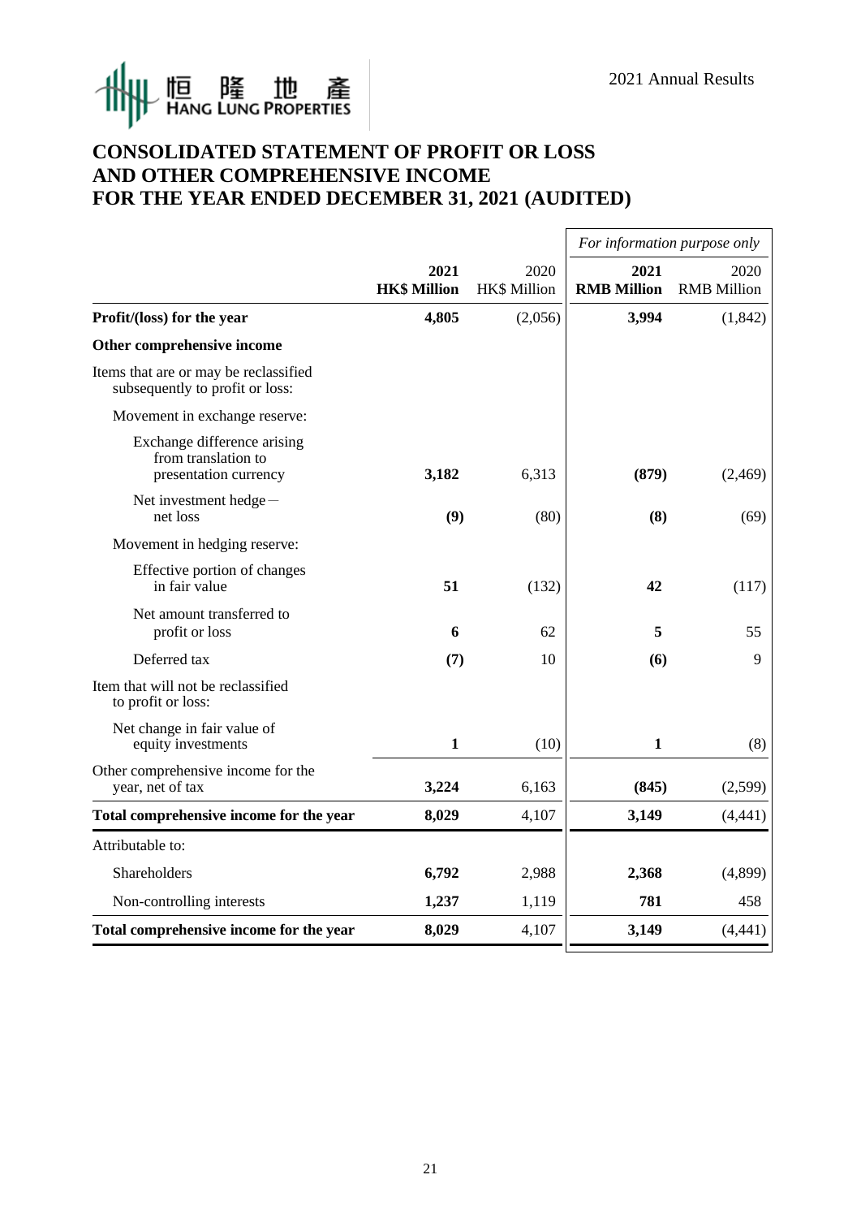# CONSOLIDATED STATEMENT OF PROFIT OR LOSS AND OTHER COMPREHENSIVE INCOME FOR THE YEAR ENDED DECEMBER 31, 2021 (AUDITED)

| | 2021 HK$ Million | 2020 HK$ Million | *For information purpose only* 2021 RMB Million | *For information purpose only* 2020 RMB Million |
|---|---|---|---|---|
| **Profit/(loss) for the year** | **4,805** | (2,056) | **3,994** | (1,842) |
| **Other comprehensive income** | | | | |
| Items that are or may be reclassified subsequently to profit or loss: | | | | |
| Movement in exchange reserve: | | | | |
| Exchange difference arising from translation to presentation currency | **3,182** | 6,313 | **(879)** | (2,469) |
| Net investment hedge – net loss | **(9)** | (80) | **(8)** | (69) |
| Movement in hedging reserve: | | | | |
| Effective portion of changes in fair value | **51** | (132) | **42** | (117) |
| Net amount transferred to profit or loss | **6** | 62 | **5** | 55 |
| Deferred tax | **(7)** | 10 | **(6)** | 9 |
| Item that will not be reclassified to profit or loss: | | | | |
| Net change in fair value of equity investments | **1** | (10) | **1** | (8) |
| Other comprehensive income for the year, net of tax | **3,224** | 6,163 | **(845)** | (2,599) |
| **Total comprehensive income for the year** | **8,029** | 4,107 | **3,149** | (4,441) |
| Attributable to: | | | | |
| Shareholders | **6,792** | 2,988 | **2,368** | (4,899) |
| Non-controlling interests | **1,237** | 1,119 | **781** | 458 |
| **Total comprehensive income for the year** | **8,029** | 4,107 | **3,149** | (4,441) |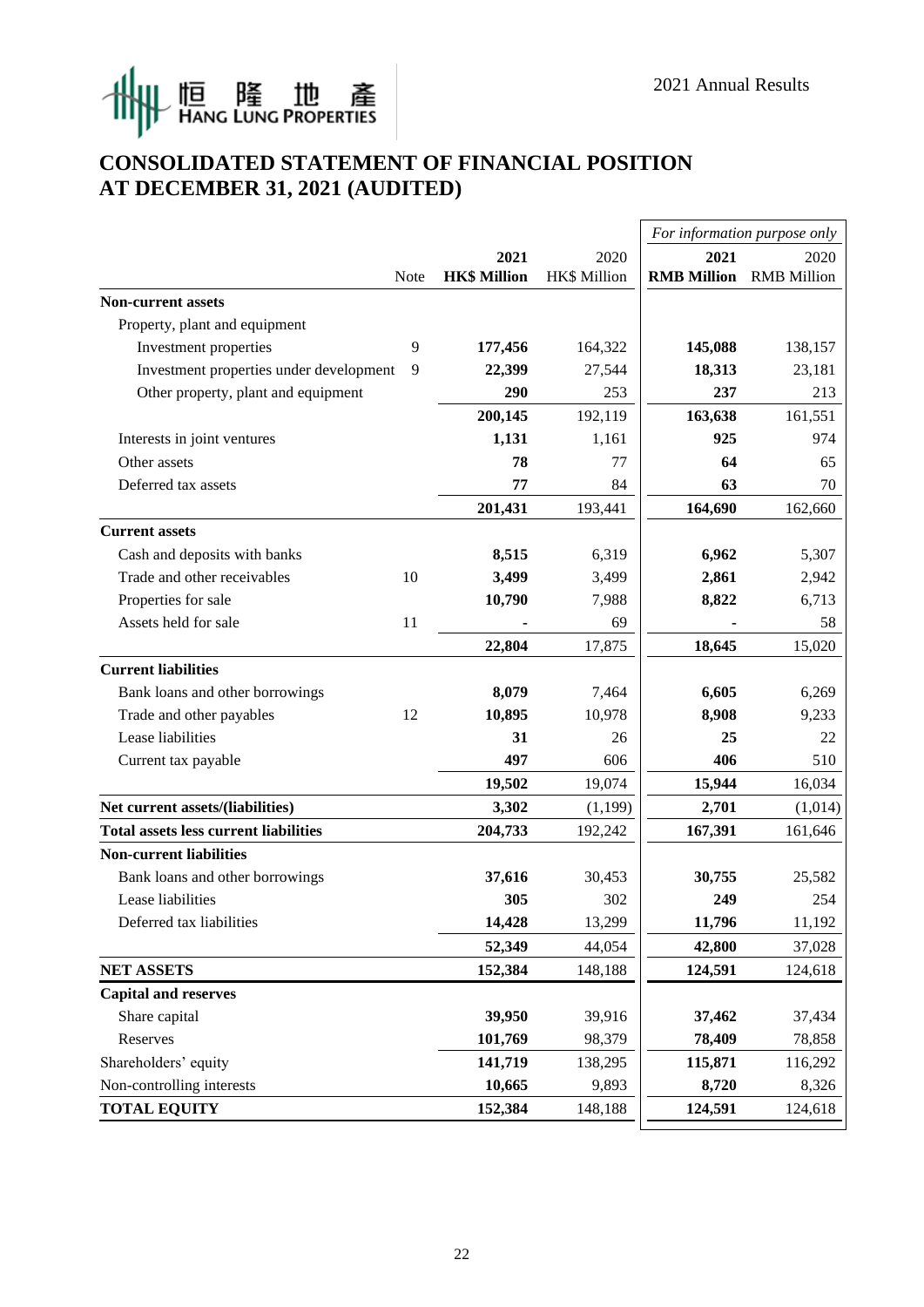# CONSOLIDATED STATEMENT OF FINANCIAL POSITION AT DECEMBER 31, 2021 (AUDITED)

| | | | | *For information purpose only* | |
|---|---|---|---|---|---|
| | Note | **2021 HK$ Million** | 2020 HK$ Million | **2021 RMB Million** | 2020 RMB Million |
| **Non-current assets** | | | | | |
| Property, plant and equipment | | | | | |
| Investment properties | 9 | **177,456** | 164,322 | **145,088** | 138,157 |
| Investment properties under development | 9 | **22,399** | 27,544 | **18,313** | 23,181 |
| Other property, plant and equipment | | **290** | 253 | **237** | 213 |
| | | **200,145** | 192,119 | **163,638** | 161,551 |
| Interests in joint ventures | | **1,131** | 1,161 | **925** | 974 |
| Other assets | | **78** | 77 | **64** | 65 |
| Deferred tax assets | | **77** | 84 | **63** | 70 |
| | | **201,431** | 193,441 | **164,690** | 162,660 |
| **Current assets** | | | | | |
| Cash and deposits with banks | | **8,515** | 6,319 | **6,962** | 5,307 |
| Trade and other receivables | 10 | **3,499** | 3,499 | **2,861** | 2,942 |
| Properties for sale | | **10,790** | 7,988 | **8,822** | 6,713 |
| Assets held for sale | 11 | **-** | 69 | **-** | 58 |
| | | **22,804** | 17,875 | **18,645** | 15,020 |
| **Current liabilities** | | | | | |
| Bank loans and other borrowings | | **8,079** | 7,464 | **6,605** | 6,269 |
| Trade and other payables | 12 | **10,895** | 10,978 | **8,908** | 9,233 |
| Lease liabilities | | **31** | 26 | **25** | 22 |
| Current tax payable | | **497** | 606 | **406** | 510 |
| | | **19,502** | 19,074 | **15,944** | 16,034 |
| **Net current assets/(liabilities)** | | **3,302** | (1,199) | **2,701** | (1,014) |
| **Total assets less current liabilities** | | **204,733** | 192,242 | **167,391** | 161,646 |
| **Non-current liabilities** | | | | | |
| Bank loans and other borrowings | | **37,616** | 30,453 | **30,755** | 25,582 |
| Lease liabilities | | **305** | 302 | **249** | 254 |
| Deferred tax liabilities | | **14,428** | 13,299 | **11,796** | 11,192 |
| | | **52,349** | 44,054 | **42,800** | 37,028 |
| **NET ASSETS** | | **152,384** | 148,188 | **124,591** | 124,618 |
| **Capital and reserves** | | | | | |
| Share capital | | **39,950** | 39,916 | **37,462** | 37,434 |
| Reserves | | **101,769** | 98,379 | **78,409** | 78,858 |
| Shareholders' equity | | **141,719** | 138,295 | **115,871** | 116,292 |
| Non-controlling interests | | **10,665** | 9,893 | **8,720** | 8,326 |
| **TOTAL EQUITY** | | **152,384** | 148,188 | **124,591** | 124,618 |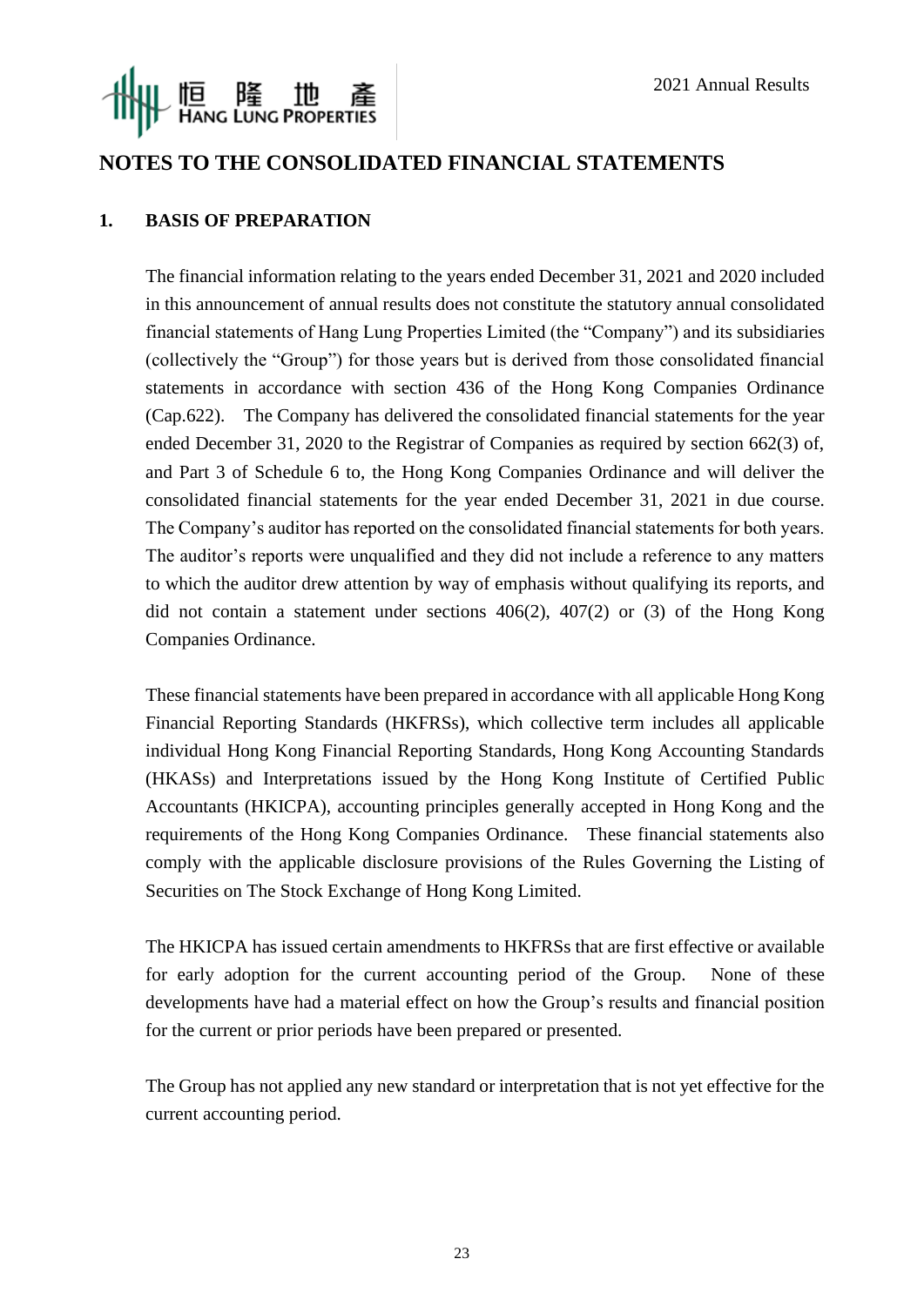## NOTES TO THE CONSOLIDATED FINANCIAL STATEMENTS

### 1. BASIS OF PREPARATION

The financial information relating to the years ended December 31, 2021 and 2020 included in this announcement of annual results does not constitute the statutory annual consolidated financial statements of Hang Lung Properties Limited (the "Company") and its subsidiaries (collectively the "Group") for those years but is derived from those consolidated financial statements in accordance with section 436 of the Hong Kong Companies Ordinance (Cap.622). The Company has delivered the consolidated financial statements for the year ended December 31, 2020 to the Registrar of Companies as required by section 662(3) of, and Part 3 of Schedule 6 to, the Hong Kong Companies Ordinance and will deliver the consolidated financial statements for the year ended December 31, 2021 in due course. The Company's auditor has reported on the consolidated financial statements for both years. The auditor's reports were unqualified and they did not include a reference to any matters to which the auditor drew attention by way of emphasis without qualifying its reports, and did not contain a statement under sections 406(2), 407(2) or (3) of the Hong Kong Companies Ordinance.

These financial statements have been prepared in accordance with all applicable Hong Kong Financial Reporting Standards (HKFRSs), which collective term includes all applicable individual Hong Kong Financial Reporting Standards, Hong Kong Accounting Standards (HKASs) and Interpretations issued by the Hong Kong Institute of Certified Public Accountants (HKICPA), accounting principles generally accepted in Hong Kong and the requirements of the Hong Kong Companies Ordinance. These financial statements also comply with the applicable disclosure provisions of the Rules Governing the Listing of Securities on The Stock Exchange of Hong Kong Limited.

The HKICPA has issued certain amendments to HKFRSs that are first effective or available for early adoption for the current accounting period of the Group. None of these developments have had a material effect on how the Group's results and financial position for the current or prior periods have been prepared or presented.

The Group has not applied any new standard or interpretation that is not yet effective for the current accounting period.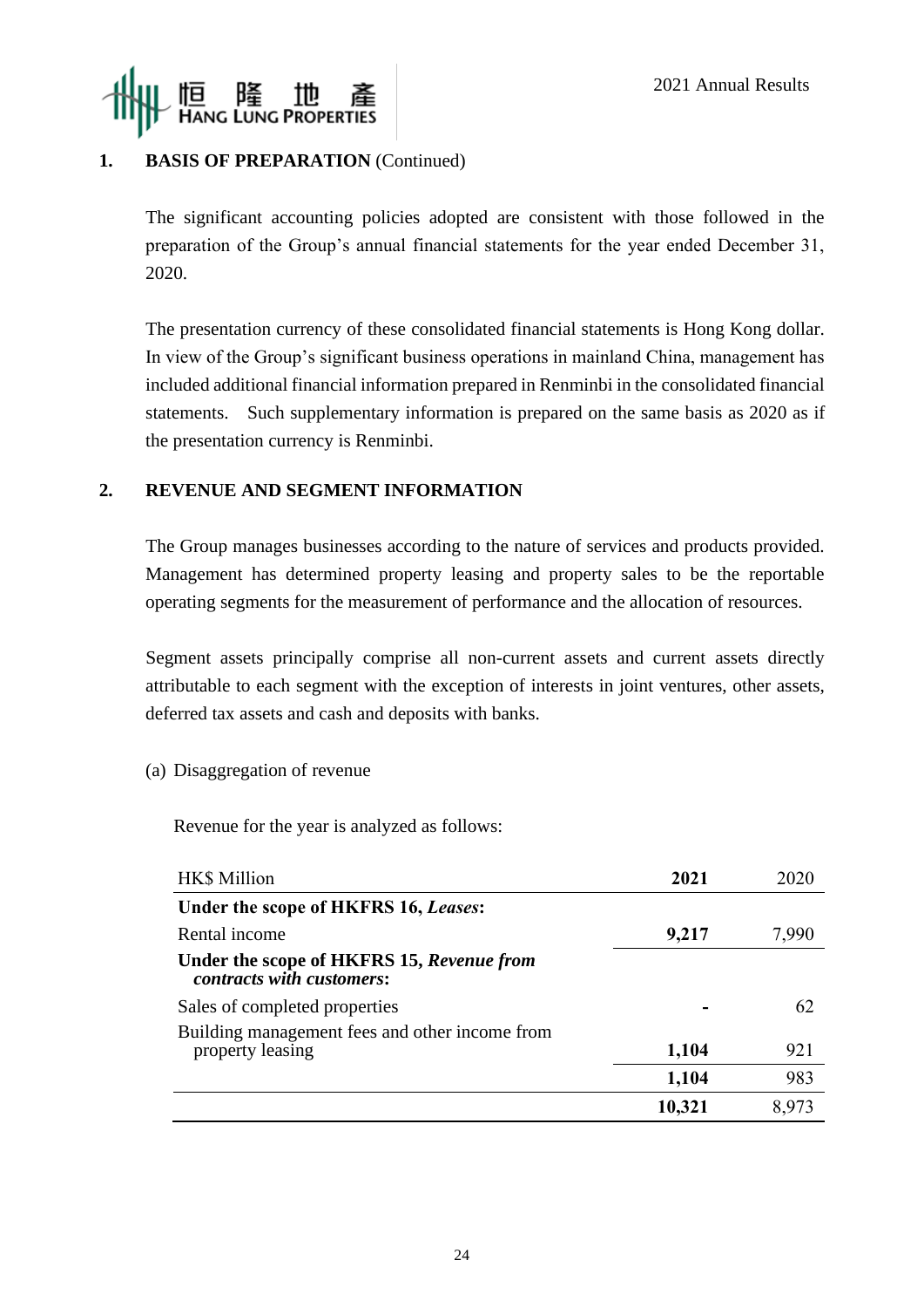## 1. BASIS OF PREPARATION (Continued)

The significant accounting policies adopted are consistent with those followed in the preparation of the Group's annual financial statements for the year ended December 31, 2020.

The presentation currency of these consolidated financial statements is Hong Kong dollar. In view of the Group's significant business operations in mainland China, management has included additional financial information prepared in Renminbi in the consolidated financial statements. Such supplementary information is prepared on the same basis as 2020 as if the presentation currency is Renminbi.

## 2. REVENUE AND SEGMENT INFORMATION

The Group manages businesses according to the nature of services and products provided. Management has determined property leasing and property sales to be the reportable operating segments for the measurement of performance and the allocation of resources.

Segment assets principally comprise all non-current assets and current assets directly attributable to each segment with the exception of interests in joint ventures, other assets, deferred tax assets and cash and deposits with banks.

(a) Disaggregation of revenue

Revenue for the year is analyzed as follows:

| HK$ Million | **2021** | 2020 |
|---|---|---|
| **Under the scope of HKFRS 16, *Leases*:** | | |
| Rental income | **9,217** | 7,990 |
| **Under the scope of HKFRS 15, *Revenue from contracts with customers*:** | | |
| Sales of completed properties | **-** | 62 |
| Building management fees and other income from property leasing | **1,104** | 921 |
| | **1,104** | 983 |
| | **10,321** | 8,973 |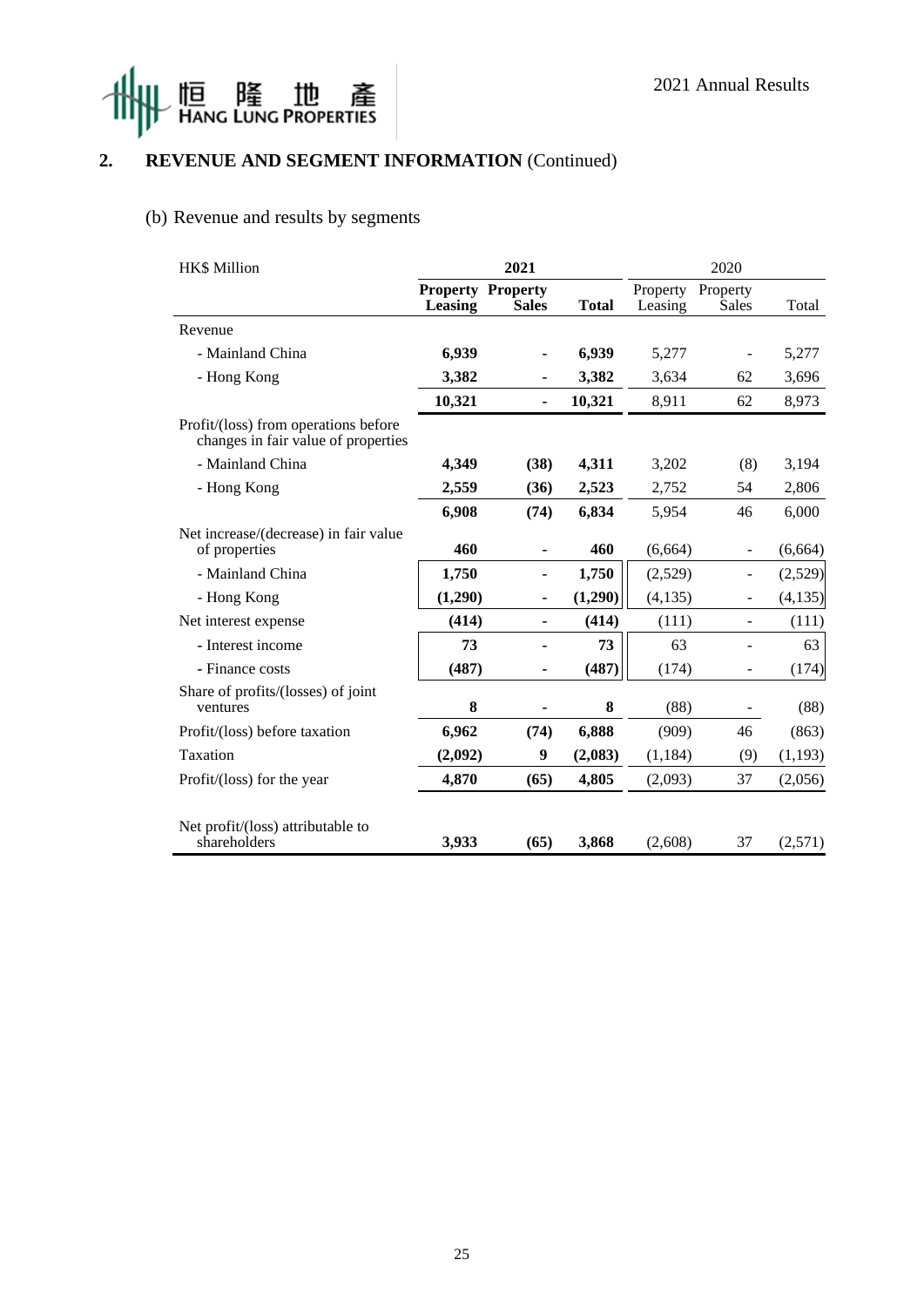## 2. REVENUE AND SEGMENT INFORMATION (Continued)

### (b) Revenue and results by segments

| HK$ Million | 2021 | | | 2020 | | |
|---|---|---|---|---|---|---|
| | **Property Leasing** | **Property Sales** | **Total** | Property Leasing | Property Sales | Total |
| Revenue | | | | | | |
| - Mainland China | **6,939** | **-** | **6,939** | 5,277 | - | 5,277 |
| - Hong Kong | **3,382** | **-** | **3,382** | 3,634 | 62 | 3,696 |
| | **10,321** | **-** | **10,321** | 8,911 | 62 | 8,973 |
| Profit/(loss) from operations before changes in fair value of properties | | | | | | |
| - Mainland China | **4,349** | **(38)** | **4,311** | 3,202 | (8) | 3,194 |
| - Hong Kong | **2,559** | **(36)** | **2,523** | 2,752 | 54 | 2,806 |
| | **6,908** | **(74)** | **6,834** | 5,954 | 46 | 6,000 |
| Net increase/(decrease) in fair value of properties | **460** | **-** | **460** | (6,664) | - | (6,664) |
| - Mainland China | **1,750** | **-** | **1,750** | (2,529) | - | (2,529) |
| - Hong Kong | **(1,290)** | **-** | **(1,290)** | (4,135) | - | (4,135) |
| Net interest expense | **(414)** | **-** | **(414)** | (111) | - | (111) |
| - Interest income | **73** | **-** | **73** | 63 | - | 63 |
| - Finance costs | **(487)** | **-** | **(487)** | (174) | - | (174) |
| Share of profits/(losses) of joint ventures | **8** | **-** | **8** | (88) | - | (88) |
| Profit/(loss) before taxation | **6,962** | **(74)** | **6,888** | (909) | 46 | (863) |
| Taxation | **(2,092)** | **9** | **(2,083)** | (1,184) | (9) | (1,193) |
| Profit/(loss) for the year | **4,870** | **(65)** | **4,805** | (2,093) | 37 | (2,056) |
| Net profit/(loss) attributable to shareholders | **3,933** | **(65)** | **3,868** | (2,608) | 37 | (2,571) |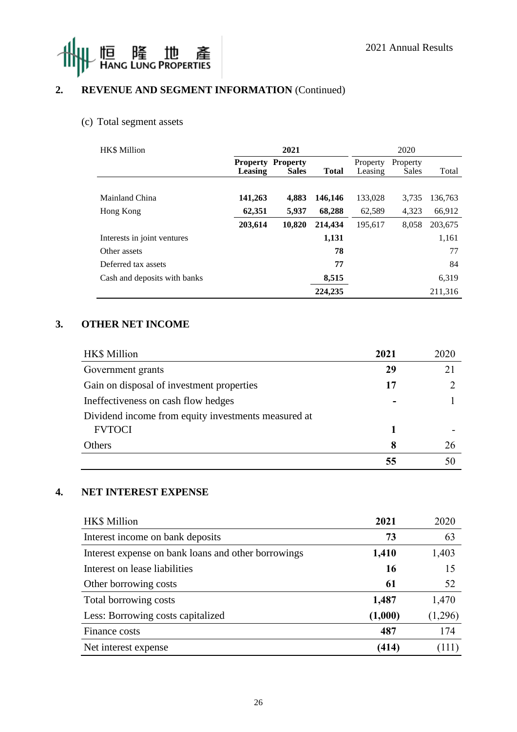## 2. REVENUE AND SEGMENT INFORMATION (Continued)

### (c) Total segment assets

| HK$ Million | 2021 | | | 2020 | | |
|---|---|---|---|---|---|---|
| | **Property Leasing** | **Property Sales** | **Total** | Property Leasing | Property Sales | Total |
| Mainland China | **141,263** | **4,883** | **146,146** | 133,028 | 3,735 | 136,763 |
| Hong Kong | **62,351** | **5,937** | **68,288** | 62,589 | 4,323 | 66,912 |
| | **203,614** | **10,820** | **214,434** | 195,617 | 8,058 | 203,675 |
| Interests in joint ventures | | | **1,131** | | | 1,161 |
| Other assets | | | **78** | | | 77 |
| Deferred tax assets | | | **77** | | | 84 |
| Cash and deposits with banks | | | **8,515** | | | 6,319 |
| | | | **224,235** | | | 211,316 |

## 3. OTHER NET INCOME

| HK$ Million | 2021 | 2020 |
|---|---|---|
| Government grants | **29** | 21 |
| Gain on disposal of investment properties | **17** | 2 |
| Ineffectiveness on cash flow hedges | **-** | 1 |
| Dividend income from equity investments measured at FVTOCI | **1** | - |
| Others | **8** | 26 |
| | **55** | 50 |

## 4. NET INTEREST EXPENSE

| HK$ Million | 2021 | 2020 |
|---|---|---|
| Interest income on bank deposits | **73** | 63 |
| Interest expense on bank loans and other borrowings | **1,410** | 1,403 |
| Interest on lease liabilities | **16** | 15 |
| Other borrowing costs | **61** | 52 |
| Total borrowing costs | **1,487** | 1,470 |
| Less: Borrowing costs capitalized | **(1,000)** | (1,296) |
| Finance costs | **487** | 174 |
| Net interest expense | **(414)** | (111) |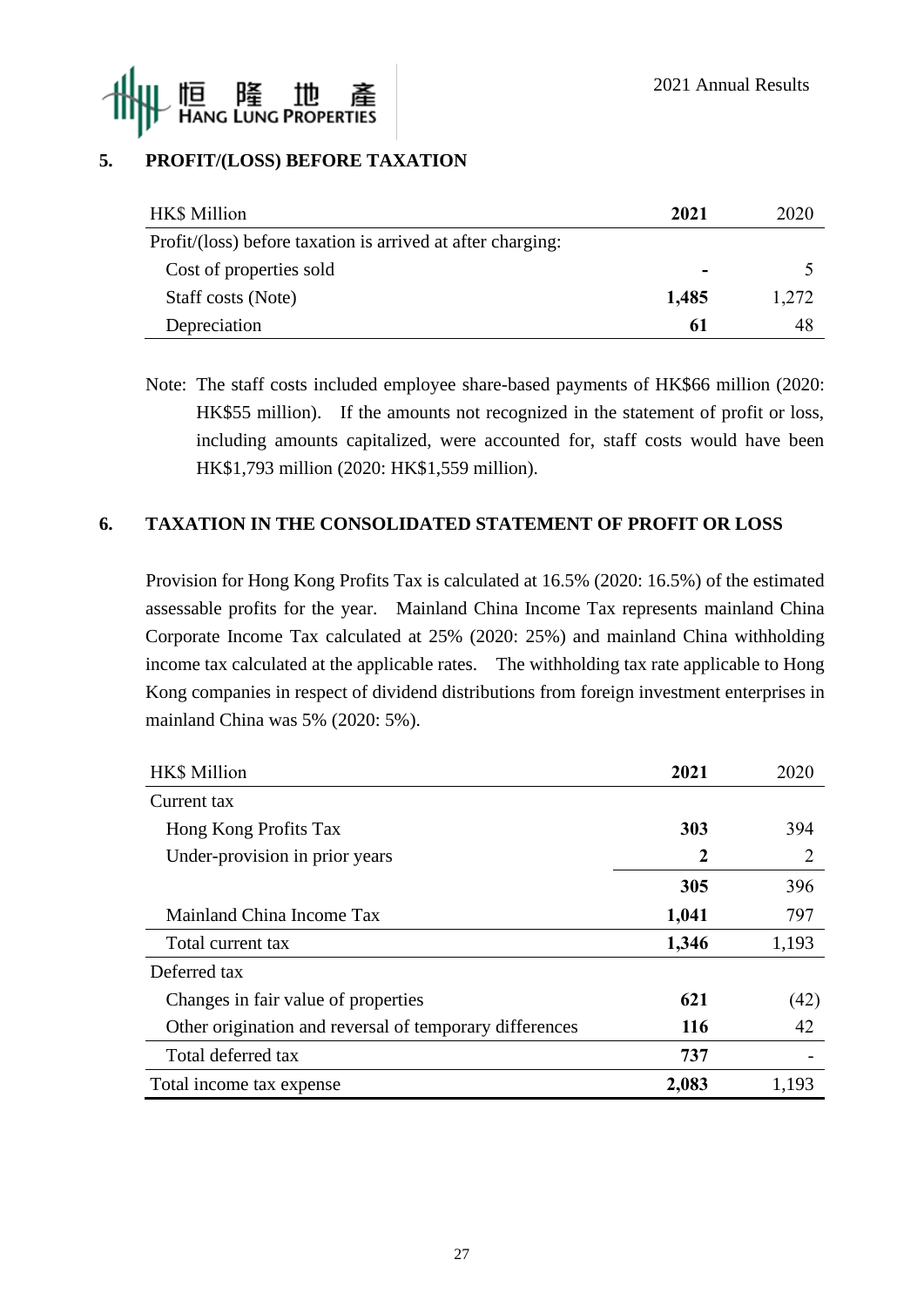## 5. PROFIT/(LOSS) BEFORE TAXATION

| HK$ Million | **2021** | 2020 |
|---|---|---|
| Profit/(loss) before taxation is arrived at after charging: | | |
| Cost of properties sold | **-** | 5 |
| Staff costs (Note) | **1,485** | 1,272 |
| Depreciation | **61** | 48 |

Note: The staff costs included employee share-based payments of HK$66 million (2020: HK$55 million). If the amounts not recognized in the statement of profit or loss, including amounts capitalized, were accounted for, staff costs would have been HK$1,793 million (2020: HK$1,559 million).

## 6. TAXATION IN THE CONSOLIDATED STATEMENT OF PROFIT OR LOSS

Provision for Hong Kong Profits Tax is calculated at 16.5% (2020: 16.5%) of the estimated assessable profits for the year. Mainland China Income Tax represents mainland China Corporate Income Tax calculated at 25% (2020: 25%) and mainland China withholding income tax calculated at the applicable rates. The withholding tax rate applicable to Hong Kong companies in respect of dividend distributions from foreign investment enterprises in mainland China was 5% (2020: 5%).

| HK$ Million | **2021** | 2020 |
|---|---|---|
| Current tax | | |
| Hong Kong Profits Tax | **303** | 394 |
| Under-provision in prior years | **2** | 2 |
| | **305** | 396 |
| Mainland China Income Tax | **1,041** | 797 |
| Total current tax | **1,346** | 1,193 |
| Deferred tax | | |
| Changes in fair value of properties | **621** | (42) |
| Other origination and reversal of temporary differences | **116** | 42 |
| Total deferred tax | **737** | - |
| Total income tax expense | **2,083** | 1,193 |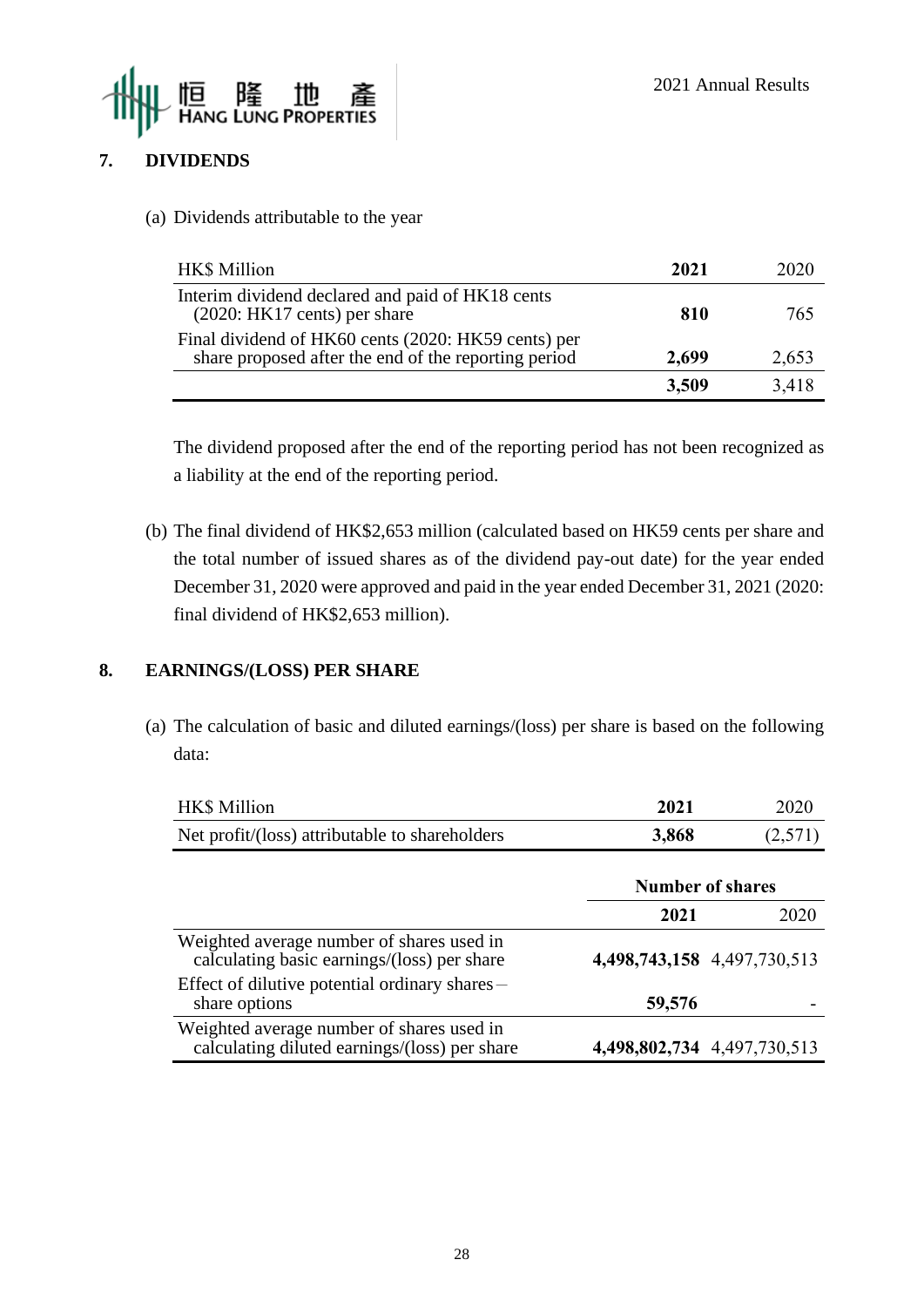## 7. DIVIDENDS

(a) Dividends attributable to the year

| HK$ Million | 2021 | 2020 |
|---|---|---|
| Interim dividend declared and paid of HK18 cents (2020: HK17 cents) per share | **810** | 765 |
| Final dividend of HK60 cents (2020: HK59 cents) per share proposed after the end of the reporting period | **2,699** | 2,653 |
| | **3,509** | 3,418 |

The dividend proposed after the end of the reporting period has not been recognized as a liability at the end of the reporting period.

(b) The final dividend of HK$2,653 million (calculated based on HK59 cents per share and the total number of issued shares as of the dividend pay-out date) for the year ended December 31, 2020 were approved and paid in the year ended December 31, 2021 (2020: final dividend of HK$2,653 million).

## 8. EARNINGS/(LOSS) PER SHARE

(a) The calculation of basic and diluted earnings/(loss) per share is based on the following data:

| HK$ Million | 2021 | 2020 |
|---|---|---|
| Net profit/(loss) attributable to shareholders | **3,868** | (2,571) |

| | Number of shares | |
|---|---|---|
| | **2021** | 2020 |
| Weighted average number of shares used in calculating basic earnings/(loss) per share | **4,498,743,158** | 4,497,730,513 |
| Effect of dilutive potential ordinary shares – share options | **59,576** | - |
| Weighted average number of shares used in calculating diluted earnings/(loss) per share | **4,498,802,734** | 4,497,730,513 |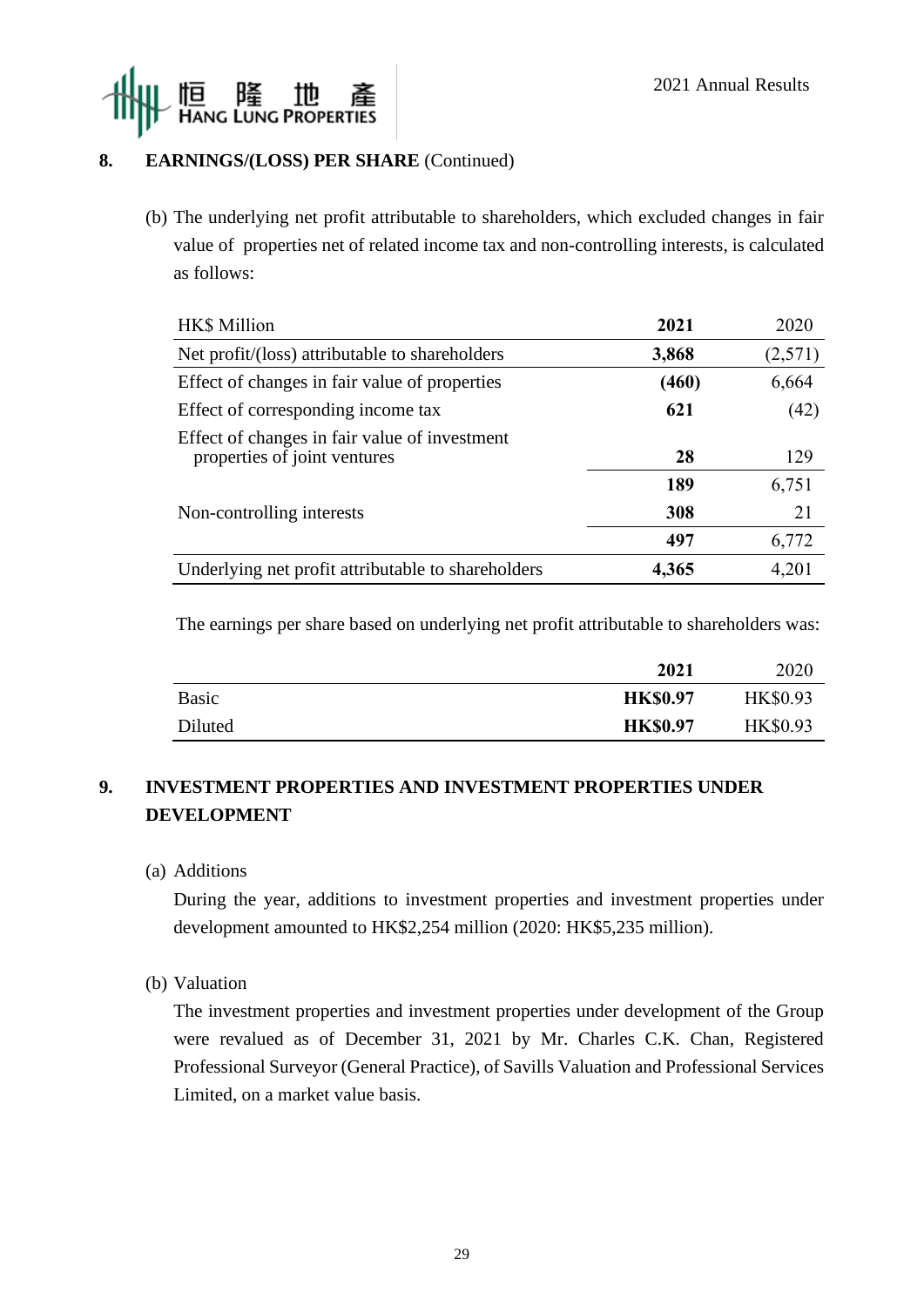## 8. EARNINGS/(LOSS) PER SHARE (Continued)

(b) The underlying net profit attributable to shareholders, which excluded changes in fair value of properties net of related income tax and non-controlling interests, is calculated as follows:

| HK$ Million | **2021** | 2020 |
|---|---|---|
| Net profit/(loss) attributable to shareholders | **3,868** | (2,571) |
| Effect of changes in fair value of properties | **(460)** | 6,664 |
| Effect of corresponding income tax | **621** | (42) |
| Effect of changes in fair value of investment properties of joint ventures | **28** | 129 |
| | **189** | 6,751 |
| Non-controlling interests | **308** | 21 |
| | **497** | 6,772 |
| Underlying net profit attributable to shareholders | **4,365** | 4,201 |

The earnings per share based on underlying net profit attributable to shareholders was:

| | **2021** | 2020 |
|---|---|---|
| Basic | **HK$0.97** | HK$0.93 |
| Diluted | **HK$0.97** | HK$0.93 |

## 9. INVESTMENT PROPERTIES AND INVESTMENT PROPERTIES UNDER DEVELOPMENT

(a) Additions

During the year, additions to investment properties and investment properties under development amounted to HK$2,254 million (2020: HK$5,235 million).

(b) Valuation

The investment properties and investment properties under development of the Group were revalued as of December 31, 2021 by Mr. Charles C.K. Chan, Registered Professional Surveyor (General Practice), of Savills Valuation and Professional Services Limited, on a market value basis.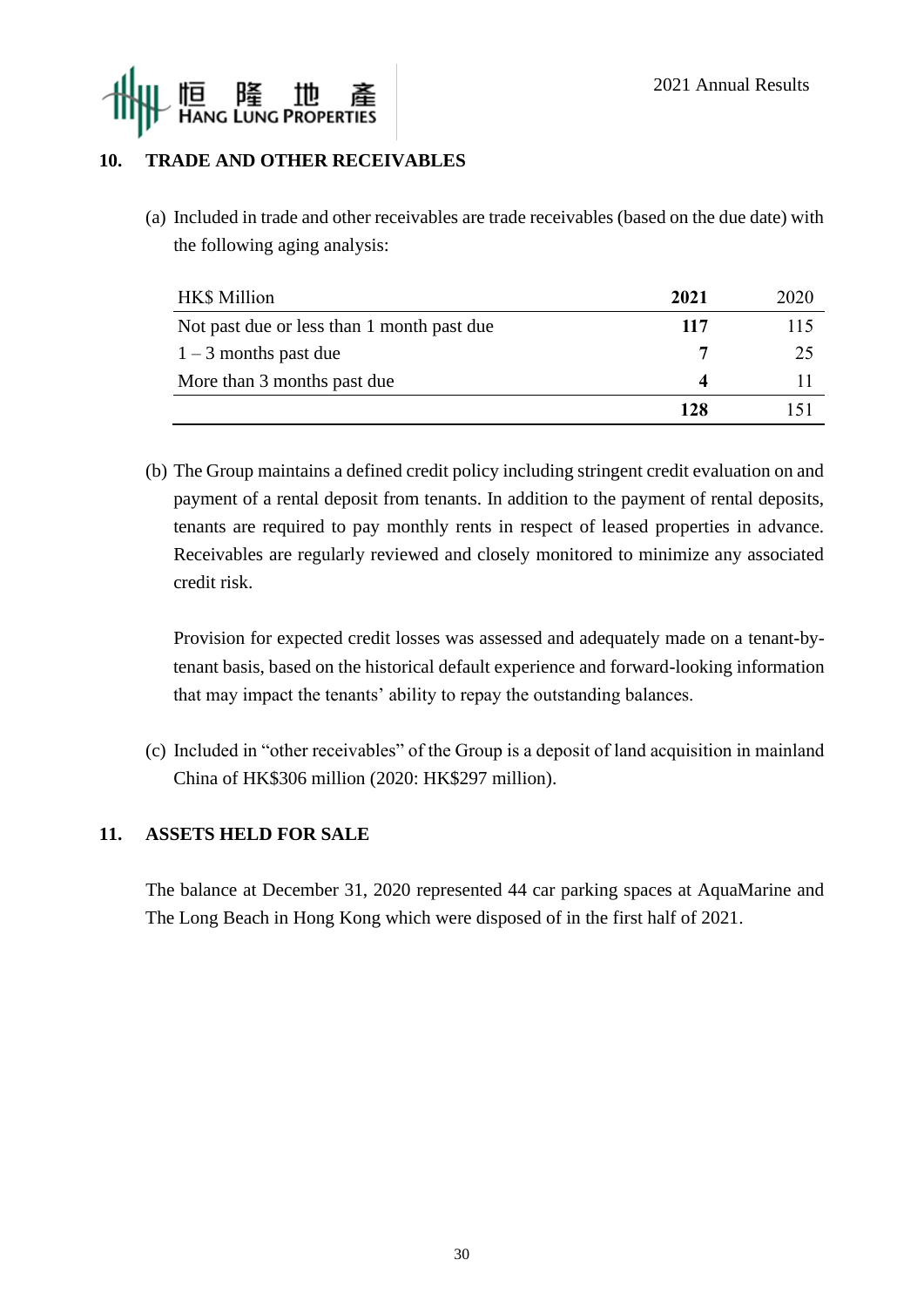## 10. TRADE AND OTHER RECEIVABLES

(a) Included in trade and other receivables are trade receivables (based on the due date) with the following aging analysis:

| HK$ Million | **2021** | 2020 |
|---|---|---|
| Not past due or less than 1 month past due | **117** | 115 |
| 1 – 3 months past due | **7** | 25 |
| More than 3 months past due | **4** | 11 |
| | **128** | 151 |

(b) The Group maintains a defined credit policy including stringent credit evaluation on and payment of a rental deposit from tenants. In addition to the payment of rental deposits, tenants are required to pay monthly rents in respect of leased properties in advance. Receivables are regularly reviewed and closely monitored to minimize any associated credit risk.

Provision for expected credit losses was assessed and adequately made on a tenant-by-tenant basis, based on the historical default experience and forward-looking information that may impact the tenants' ability to repay the outstanding balances.

(c) Included in "other receivables" of the Group is a deposit of land acquisition in mainland China of HK$306 million (2020: HK$297 million).

## 11. ASSETS HELD FOR SALE

The balance at December 31, 2020 represented 44 car parking spaces at AquaMarine and The Long Beach in Hong Kong which were disposed of in the first half of 2021.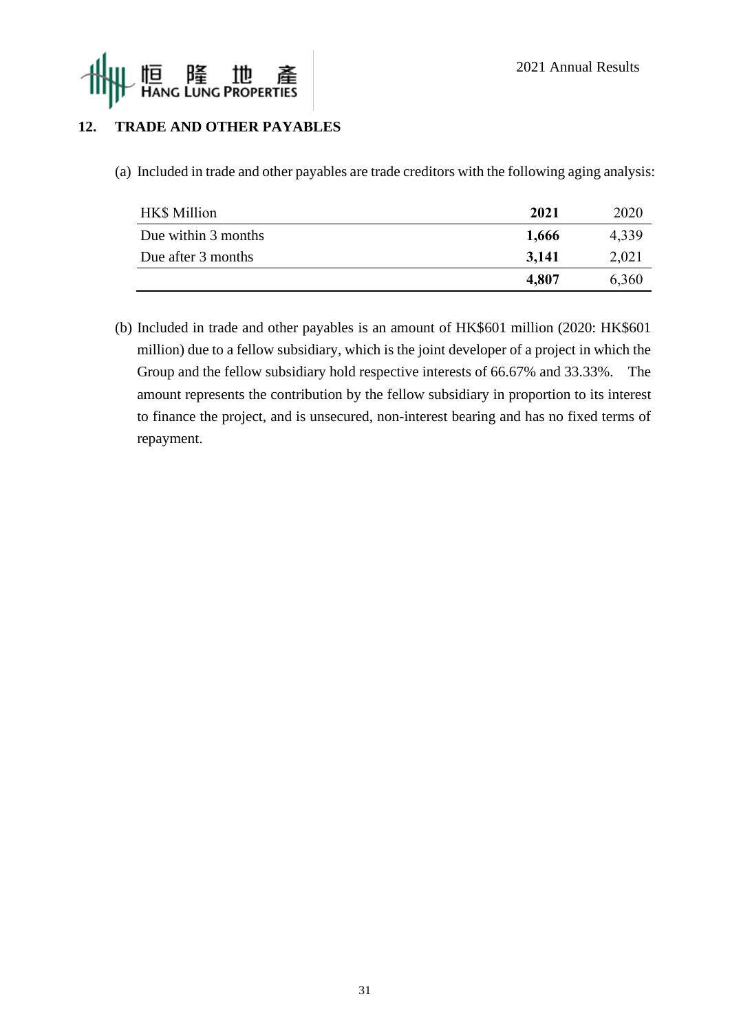## 12. TRADE AND OTHER PAYABLES

(a) Included in trade and other payables are trade creditors with the following aging analysis:

| HK$ Million | **2021** | 2020 |
|---|---|---|
| Due within 3 months | **1,666** | 4,339 |
| Due after 3 months | **3,141** | 2,021 |
| | **4,807** | 6,360 |

(b) Included in trade and other payables is an amount of HK$601 million (2020: HK$601 million) due to a fellow subsidiary, which is the joint developer of a project in which the Group and the fellow subsidiary hold respective interests of 66.67% and 33.33%. The amount represents the contribution by the fellow subsidiary in proportion to its interest to finance the project, and is unsecured, non-interest bearing and has no fixed terms of repayment.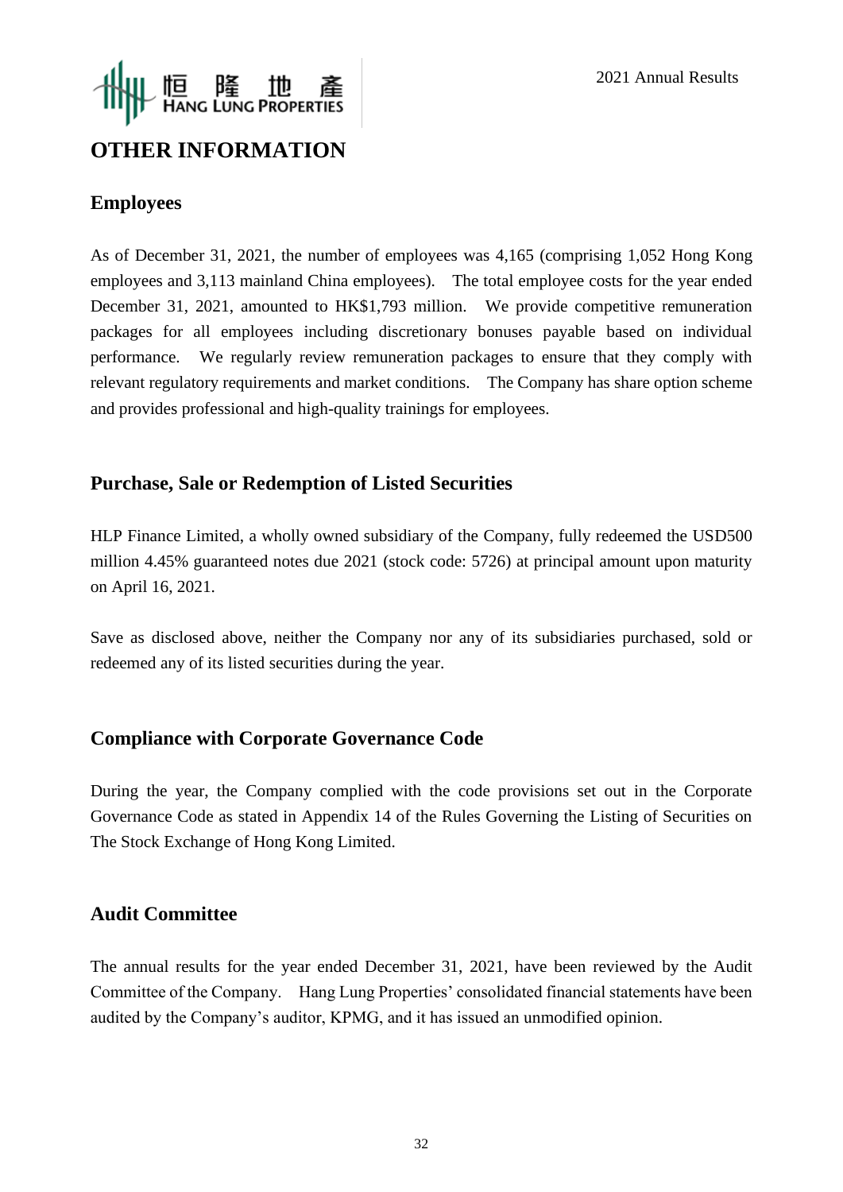# OTHER INFORMATION

## Employees

As of December 31, 2021, the number of employees was 4,165 (comprising 1,052 Hong Kong employees and 3,113 mainland China employees). The total employee costs for the year ended December 31, 2021, amounted to HK$1,793 million. We provide competitive remuneration packages for all employees including discretionary bonuses payable based on individual performance. We regularly review remuneration packages to ensure that they comply with relevant regulatory requirements and market conditions. The Company has share option scheme and provides professional and high-quality trainings for employees.

## Purchase, Sale or Redemption of Listed Securities

HLP Finance Limited, a wholly owned subsidiary of the Company, fully redeemed the USD500 million 4.45% guaranteed notes due 2021 (stock code: 5726) at principal amount upon maturity on April 16, 2021.

Save as disclosed above, neither the Company nor any of its subsidiaries purchased, sold or redeemed any of its listed securities during the year.

## Compliance with Corporate Governance Code

During the year, the Company complied with the code provisions set out in the Corporate Governance Code as stated in Appendix 14 of the Rules Governing the Listing of Securities on The Stock Exchange of Hong Kong Limited.

## Audit Committee

The annual results for the year ended December 31, 2021, have been reviewed by the Audit Committee of the Company. Hang Lung Properties' consolidated financial statements have been audited by the Company's auditor, KPMG, and it has issued an unmodified opinion.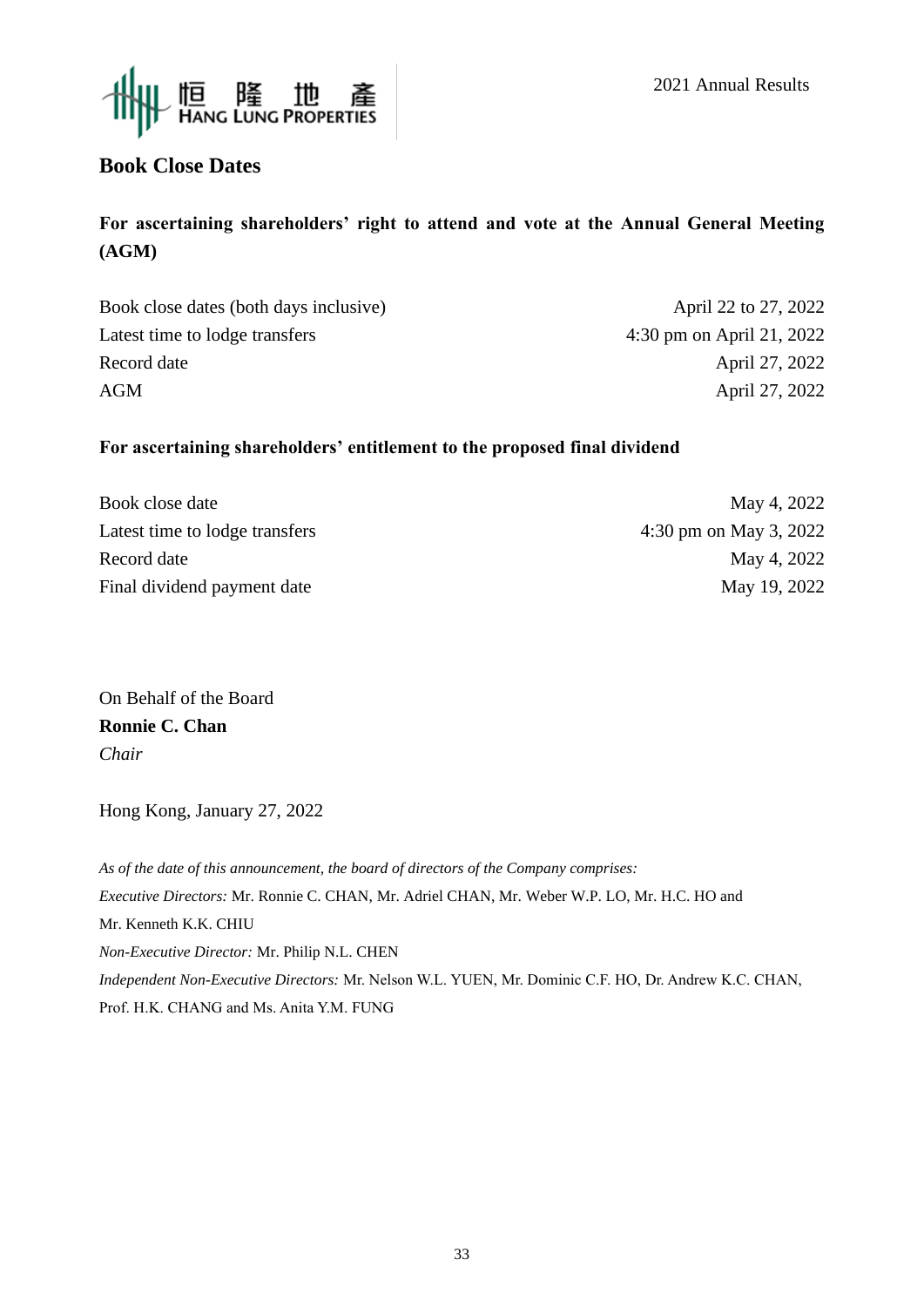## Book Close Dates

**For ascertaining shareholders' right to attend and vote at the Annual General Meeting (AGM)**

| | |
|---|---|
| Book close dates (both days inclusive) | April 22 to 27, 2022 |
| Latest time to lodge transfers | 4:30 pm on April 21, 2022 |
| Record date | April 27, 2022 |
| AGM | April 27, 2022 |

**For ascertaining shareholders' entitlement to the proposed final dividend**

| | |
|---|---|
| Book close date | May 4, 2022 |
| Latest time to lodge transfers | 4:30 pm on May 3, 2022 |
| Record date | May 4, 2022 |
| Final dividend payment date | May 19, 2022 |

On Behalf of the Board
**Ronnie C. Chan**
*Chair*

Hong Kong, January 27, 2022

*As of the date of this announcement, the board of directors of the Company comprises:*
*Executive Directors:* Mr. Ronnie C. CHAN, Mr. Adriel CHAN, Mr. Weber W.P. LO, Mr. H.C. HO and Mr. Kenneth K.K. CHIU
*Non-Executive Director:* Mr. Philip N.L. CHEN
*Independent Non-Executive Directors:* Mr. Nelson W.L. YUEN, Mr. Dominic C.F. HO, Dr. Andrew K.C. CHAN, Prof. H.K. CHANG and Ms. Anita Y.M. FUNG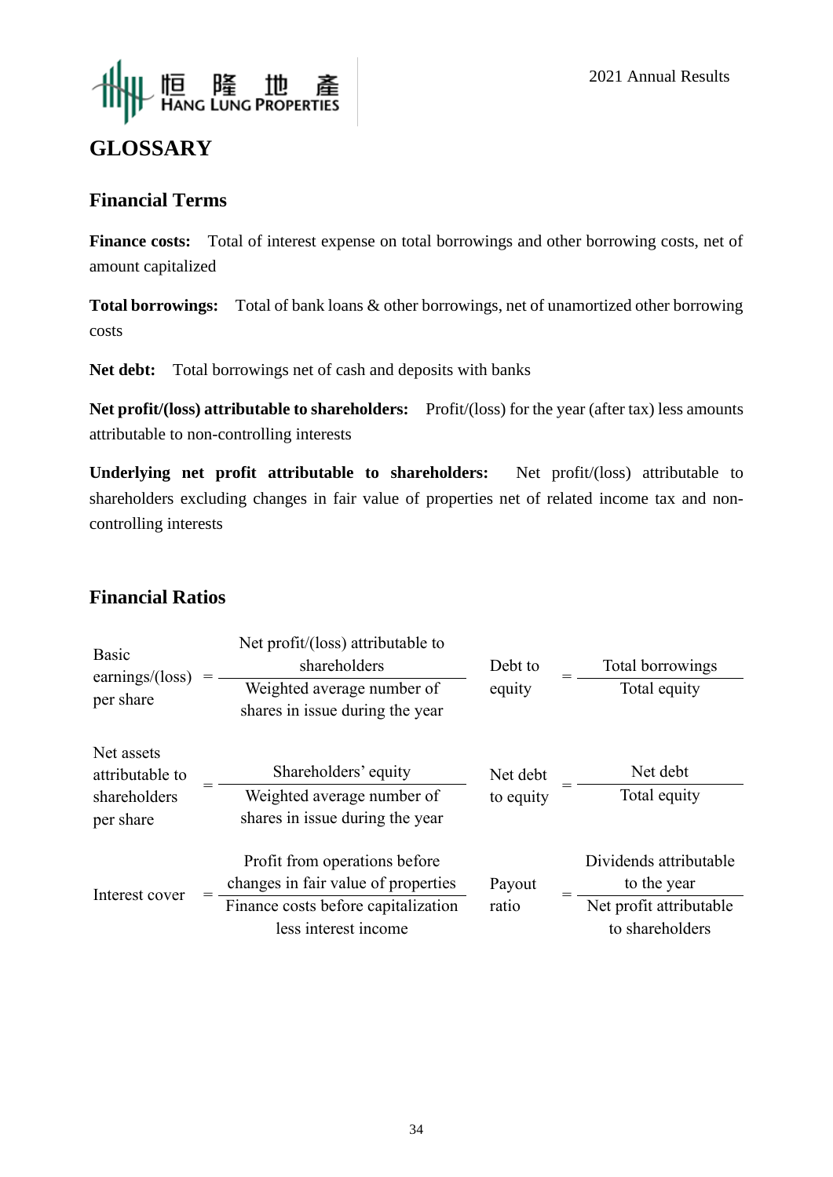# GLOSSARY

## Financial Terms

**Finance costs:** Total of interest expense on total borrowings and other borrowing costs, net of amount capitalized

**Total borrowings:** Total of bank loans & other borrowings, net of unamortized other borrowing costs

**Net debt:** Total borrowings net of cash and deposits with banks

**Net profit/(loss) attributable to shareholders:** Profit/(loss) for the year (after tax) less amounts attributable to non-controlling interests

**Underlying net profit attributable to shareholders:** Net profit/(loss) attributable to shareholders excluding changes in fair value of properties net of related income tax and non-controlling interests

## Financial Ratios

$$\text{Basic earnings/(loss) per share} = \frac{\text{Net profit/(loss) attributable to shareholders}}{\text{Weighted average number of shares in issue during the year}}$$

$$\text{Debt to equity} = \frac{\text{Total borrowings}}{\text{Total equity}}$$

$$\text{Net assets attributable to shareholders per share} = \frac{\text{Shareholders' equity}}{\text{Weighted average number of shares in issue during the year}}$$

$$\text{Net debt to equity} = \frac{\text{Net debt}}{\text{Total equity}}$$

$$\text{Interest cover} = \frac{\text{Profit from operations before changes in fair value of properties}}{\text{Finance costs before capitalization less interest income}}$$

$$\text{Payout ratio} = \frac{\text{Dividends attributable to the year}}{\text{Net profit attributable to shareholders}}$$